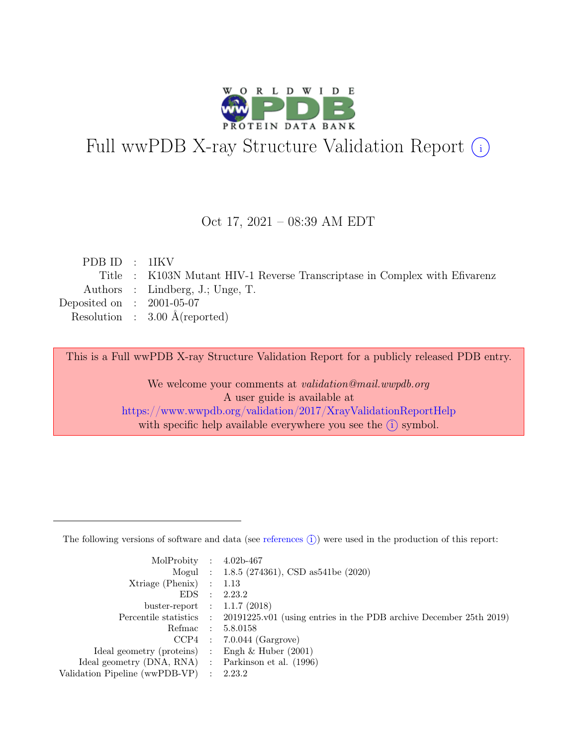# Full wwPDB X-ray Structure Validation Report (i)

Oct 17, 2021 – 08:39 AM EDT

| | | |
|---|---|---|
| PDB ID | : | 1IKV |
| Title | : | K103N Mutant HIV-1 Reverse Transcriptase in Complex with Efivarenz |
| Authors | : | Lindberg, J.; Unge, T. |
| Deposited on | : | 2001-05-07 |
| Resolution | : | 3.00 Å(reported) |

This is a Full wwPDB X-ray Structure Validation Report for a publicly released PDB entry.

We welcome your comments at *validation@mail.wwpdb.org*
A user guide is available at
https://www.wwpdb.org/validation/2017/XrayValidationReportHelp
with specific help available everywhere you see the (i) symbol.

---

The following versions of software and data (see references (i)) were used in the production of this report:

| | | |
|---|---|---|
| MolProbity | : | 4.02b-467 |
| Mogul | : | 1.8.5 (274361), CSD as541be (2020) |
| Xtriage (Phenix) | : | 1.13 |
| EDS | : | 2.23.2 |
| buster-report | : | 1.1.7 (2018) |
| Percentile statistics | : | 20191225.v01 (using entries in the PDB archive December 25th 2019) |
| Refmac | : | 5.8.0158 |
| CCP4 | : | 7.0.044 (Gargrove) |
| Ideal geometry (proteins) | : | Engh & Huber (2001) |
| Ideal geometry (DNA, RNA) | : | Parkinson et al. (1996) |
| Validation Pipeline (wwPDB-VP) | : | 2.23.2 |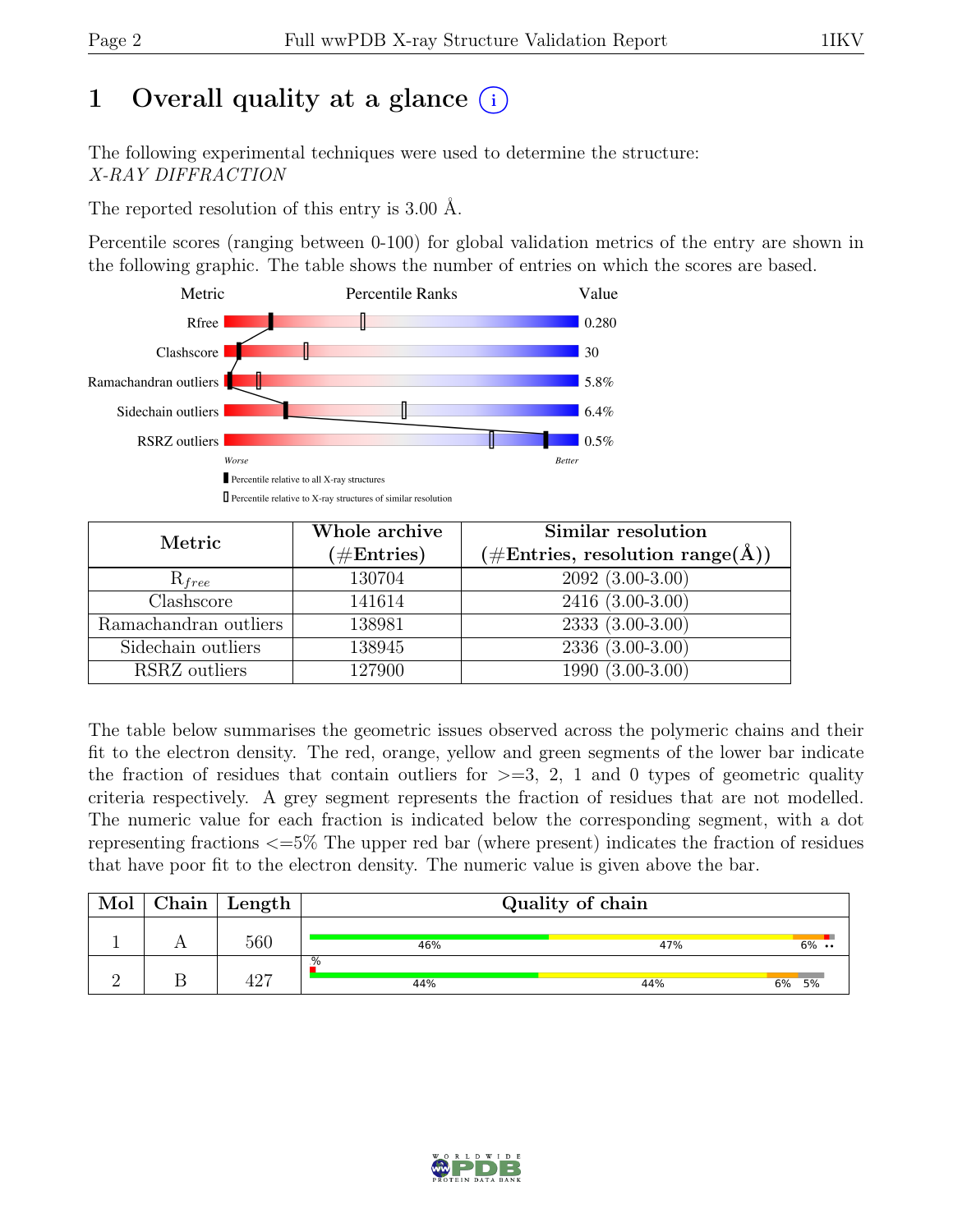# 1 Overall quality at a glance

The following experimental techniques were used to determine the structure:
*X-RAY DIFFRACTION*

The reported resolution of this entry is 3.00 Å.

Percentile scores (ranging between 0-100) for global validation metrics of the entry are shown in the following graphic. The table shows the number of entries on which the scores are based.

| Metric | Value |
|---|---|
| Rfree | 0.280 |
| Clashscore | 30 |
| Ramachandran outliers | 5.8% |
| Sidechain outliers | 6.4% |
| RSRZ outliers | 0.5% |

Worse — Better

▮ Percentile relative to all X-ray structures
▯ Percentile relative to X-ray structures of similar resolution

| Metric | Whole archive (#Entries) | Similar resolution (#Entries, resolution range(Å)) |
|---|---|---|
| $R_{free}$ | 130704 | 2092 (3.00-3.00) |
| Clashscore | 141614 | 2416 (3.00-3.00) |
| Ramachandran outliers | 138981 | 2333 (3.00-3.00) |
| Sidechain outliers | 138945 | 2336 (3.00-3.00) |
| RSRZ outliers | 127900 | 1990 (3.00-3.00) |

The table below summarises the geometric issues observed across the polymeric chains and their fit to the electron density. The red, orange, yellow and green segments of the lower bar indicate the fraction of residues that contain outliers for >=3, 2, 1 and 0 types of geometric quality criteria respectively. A grey segment represents the fraction of residues that are not modelled. The numeric value for each fraction is indicated below the corresponding segment, with a dot representing fractions <=5% The upper red bar (where present) indicates the fraction of residues that have poor fit to the electron density. The numeric value is given above the bar.

| Mol | Chain | Length | Quality of chain |
|---|---|---|---|
| 1 | A | 560 | 46% / 47% / 6% / •• |
| 2 | B | 427 | % (upper bar); 44% / 44% / 6% / 5% |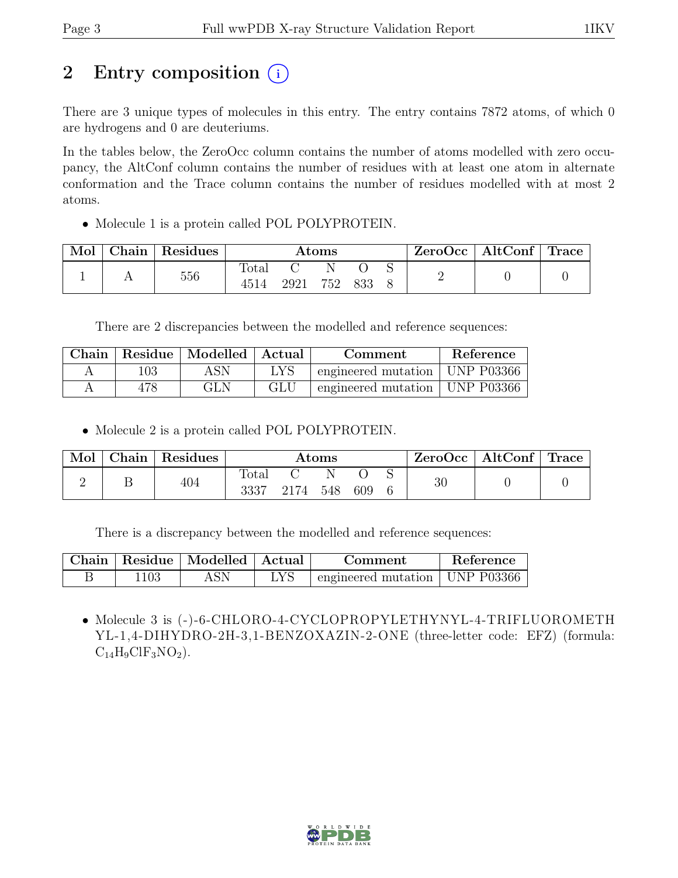# 2 Entry composition (i)

There are 3 unique types of molecules in this entry. The entry contains 7872 atoms, of which 0 are hydrogens and 0 are deuteriums.

In the tables below, the ZeroOcc column contains the number of atoms modelled with zero occupancy, the AltConf column contains the number of residues with at least one atom in alternate conformation and the Trace column contains the number of residues modelled with at most 2 atoms.

- Molecule 1 is a protein called POL POLYPROTEIN.

| Mol | Chain | Residues | Atoms | | | | | ZeroOcc | AltConf | Trace |
|---|---|---|---|---|---|---|---|---|---|---|
| | | | Total | C | N | O | S | | | |
| 1 | A | 556 | 4514 | 2921 | 752 | 833 | 8 | 2 | 0 | 0 |

There are 2 discrepancies between the modelled and reference sequences:

| Chain | Residue | Modelled | Actual | Comment | Reference |
|---|---|---|---|---|---|
| A | 103 | ASN | LYS | engineered mutation | UNP P03366 |
| A | 478 | GLN | GLU | engineered mutation | UNP P03366 |

- Molecule 2 is a protein called POL POLYPROTEIN.

| Mol | Chain | Residues | Atoms | | | | | ZeroOcc | AltConf | Trace |
|---|---|---|---|---|---|---|---|---|---|---|
| | | | Total | C | N | O | S | | | |
| 2 | B | 404 | 3337 | 2174 | 548 | 609 | 6 | 30 | 0 | 0 |

There is a discrepancy between the modelled and reference sequences:

| Chain | Residue | Modelled | Actual | Comment | Reference |
|---|---|---|---|---|---|
| B | 1103 | ASN | LYS | engineered mutation | UNP P03366 |

- Molecule 3 is (-)-6-CHLORO-4-CYCLOPROPYLETHYNYL-4-TRIFLUOROMETHYL-1,4-DIHYDRO-2H-3,1-BENZOXAZIN-2-ONE (three-letter code: EFZ) (formula: $C_{14}H_9ClF_3NO_2$).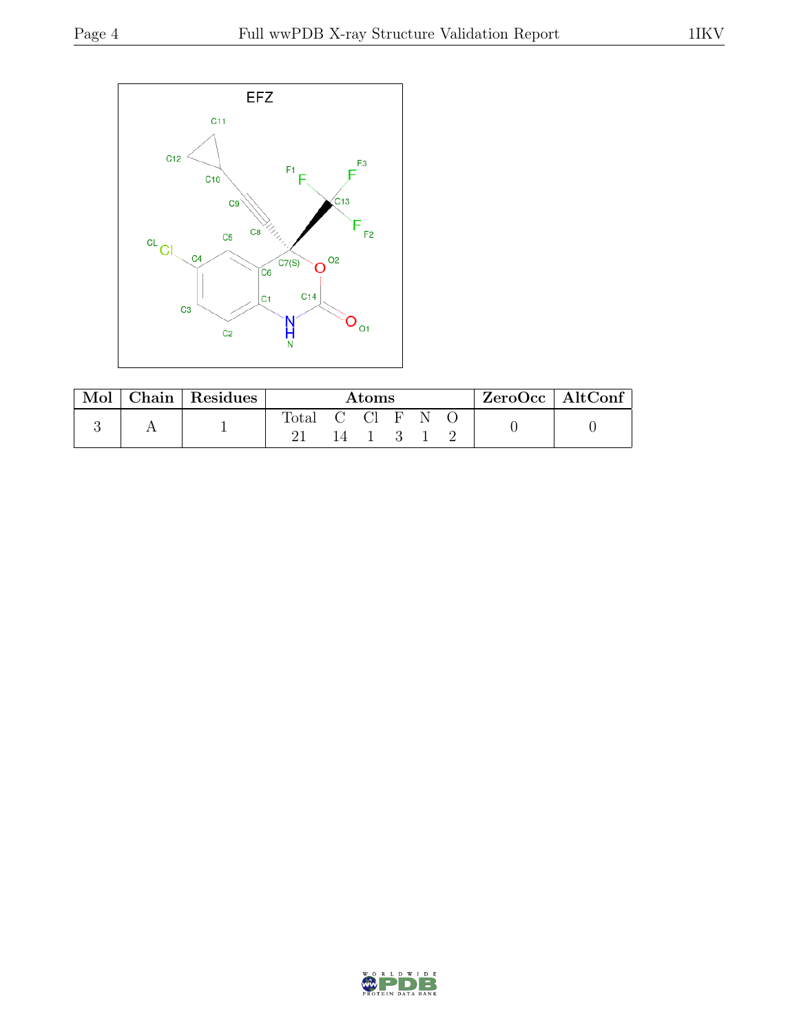| Mol | Chain | Residues | Atoms | | | | | | ZeroOcc | AltConf |
|---|---|---|---|---|---|---|---|---|---|---|
| | | | Total | C | Cl | F | N | O | | |
| 3 | A | 1 | 21 | 14 | 1 | 3 | 1 | 2 | 0 | 0 |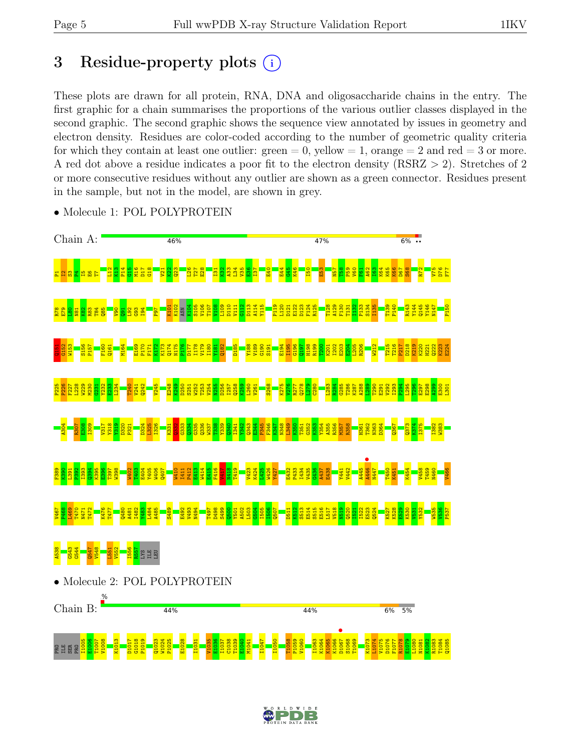# 3 Residue-property plots (i)

These plots are drawn for all protein, RNA, DNA and oligosaccharide chains in the entry. The first graphic for a chain summarises the proportions of the various outlier classes displayed in the second graphic. The second graphic shows the sequence view annotated by issues in geometry and electron density. Residues are color-coded according to the number of geometric quality criteria for which they contain at least one outlier: green = 0, yellow = 1, orange = 2 and red = 3 or more. A red dot above a residue indicates a poor fit to the electron density (RSRZ > 2). Stretches of 2 or more consecutive residues without any outlier are shown as a green connector. Residues present in the sample, but not in the model, are shown in grey.

- Molecule 1: POL POLYPROTEIN

Chain A: 46% | 47% | 6% ••

P1 I2 S3 P4 I5 E6 T7 L12 K13 P14 G15 M16 D17 G18 V21 K22 Q23 L26 T27 E28 I31 K32 A33 L34 V35 E36 I37 E40 E44 G45 K46 I50 E53 N57 T58 P59 V60 F61 A62 I63 K64 K65 K66 D67 S68 R72 V75 D76 F77 R78 E79 L80 N81 K82 R83 T84 Q85 V90 Q91 L92 G93 I94 P97 K101 K102 ASN K104 S105 V106 T107 V108 L109 D110 V111 G112 D113 A114 Y115 P119 L120 D121 E122 D123 F124 R125 T128 A129 F130 T131 I132 P133 S134 I135 T139 P140 R143 Y144 Q145 Y146 N147 P150 Q151 G152 W153 S156 P157 F160 Q161 M164 E169 P170 F171 K172 K173 Q174 N175 P176 D177 I178 V179 I180 Y181 Q182 D185 Y188 V189 G190 S191 E194 I195 G196 Q197 H198 R199 T200 K201 I202 E203 E204 L205 R206 W212 T215 T216 P217 D218 K219 K220 H221 Q222 K223 E224 P225 P226 F227 L228 W229 M230 G231 Y232 E233 L234 T240 V241 Q242 V245 E248 K249 D250 S251 W252 T253 V254 N255 D256 I257 Q258 K259 L260 V261 S268 K275 V276 R277 G278 L279 C280 L283 R284 G285 T286 K287 A288 L289 T290 E291 V292 I293 P294 L295 T296 E297 E298 A299 E300 L301 A304 R307 E308 I309 V317 Y318 Y319 D320 P321 D324 L325 I326 K331 Q332 G333 Q334 G335 Q336 W337 T338 Y339 Q340 I341 Y342 Q343 E344 P345 F346 K347 N348 L349 K350 T351 G352 K353 Y354 A355 R356 M357 R358 H361 T362 N363 D364 Q367 Q373 K374 I375 I382 W383 F389 K390 L391 P392 I393 Q394 K395 E396 T397 W398 W402 T403 E404 Y405 W406 Q407 W410 I411 P412 E413 W414 E415 F416 V417 N418 T419 V423 K424 L425 W426 Y427 E432 P433 I434 V435 G436 A437 E438 Y441 V442 A445 A446 N447 T450 K451 K454 V458 T459 N460 V466 V467 P468 L469 T470 N471 T472 K476 T477 Q480 A481 I482 Y483 L484 A485 S489 E492 V493 N494 T497 D498 S499 Q500 Y501 A502 L503 G504 I505 I506 Q507 D511 K512 S513 E514 S515 E516 L517 V518 N519 Q520 I521 I522 E523 Q524 K527 K528 E529 K530 V531 Y532 W535 V536 P537 A538 G543 G544 Q547 V548 L551 V552 I556 R557 LYS ILE LEU

- Molecule 2: POL POLYPROTEIN

Chain B: % | 44% | 44% | 6% | 5%

PRO ILE SER PRO I1005 E1006 T1007 V1008 K1013 D1017 G1018 P1019 Q1023 W1024 P1025 E1028 I1031 V1035 E1036 I1037 C1038 T1039 E1040 M1041 I1047 I1050 T1058 P1059 V1060 I1063 K1064 K1065 K1066 D1067 S1068 T1069 K1073 L1074 V1075 D1076 F1077 R1078 E1079 L1080 N1081 K1082 R1083 T1084 Q1085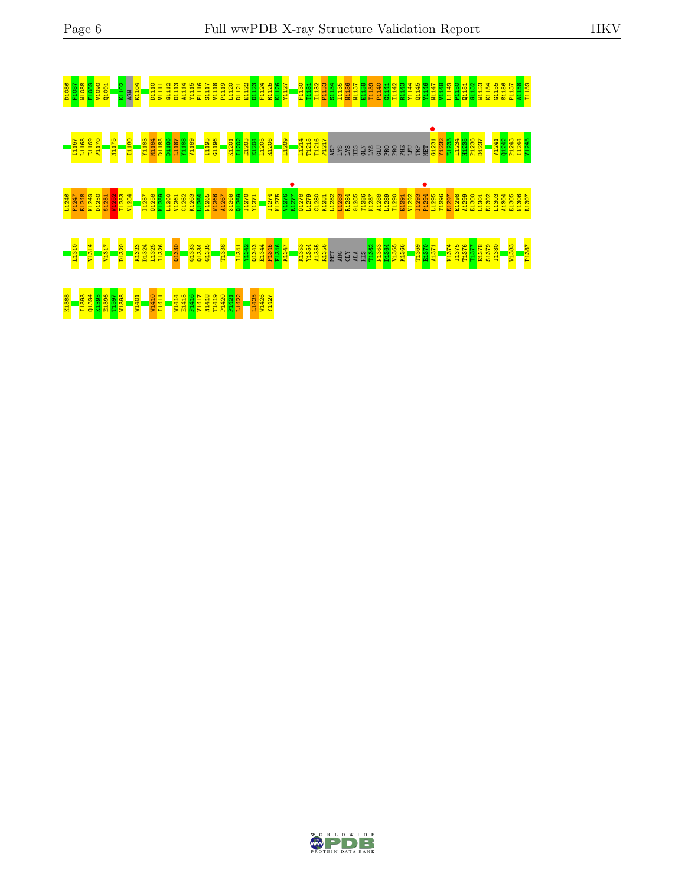D1086 P1087 W1088 E1089 V1090 Q1091 K1102 ASN K1104 D1110 V1111 G1112 D1113 A1114 Y1115 F1116 S1117 V1118 P1119 L1120 D1121 E1122 D1123 F1124 R1125 K1126 Y1127 F1130 T1131 I1132 P1133 S1134 I1135 N1136 N1137 E1138 T1139 P1140 G1141 I1142 R1143 Y1144 Q1145 Y1146 N1147 V1148 L1149 P1150 Q1151 G1152 W1153 K1154 G1155 S1156 P1157 A1158 I1159

I1167 L1168 E1169 P1170 N1175 I1180 Y1183 M1184 D1185 D1186 L1187 Y1188 V1189 I1195 G1196 K1201 I1202 E1203 E1204 L1205 R1206 L1209 L1214 T1215 T1216 P1217 ASP LYS LYS HIS GLN LYS GLU PRO PRO PHE LEU TRP MET G1231 Y1232 E1233 L1234 R1235 P1236 D1237 V1241 Q1242 P1243 I1244 V1245

L1246 P1247 E1248 K1249 D1250 S1251 W1252 T1253 V1254 I1257 Q1258 K1259 L1260 V1261 G1262 K1263 L1264 N1265 W1266 A1267 S1268 Q1269 I1270 Y1271 I1274 K1275 V1276 R1277 Q1278 L1279 C1280 K1281 L1282 L1283 R1284 G1285 T1286 K1287 A1288 L1289 T1290 E1291 V1292 I1293 P1294 L1295 T1296 E1297 E1298 A1299 E1300 L1301 E1302 L1303 A1304 E1305 N1306 R1307

L1310 V1314 V1317 D1320 K1323 D1324 L1325 I1326 Q1330 G1333 Q1334 G1335 T1338 I1341 Y1342 Q1343 E1344 P1345 F1346 K1347 K1353 Y1354 A1355 R1356 MET ARG GLY ALA HIS T1362 N1363 D1364 V1365 K1366 T1369 E1370 A1371 K1374 I1375 T1376 T1377 E1378 S1379 I1380 W1383 P1387

K1388 I1393 Q1394 K1395 E1396 T1397 W1398 W1401 W1410 I1411 W1414 E1415 F1416 V1417 N1418 T1419 P1420 P1421 L1422 L1425 W1426 Y1427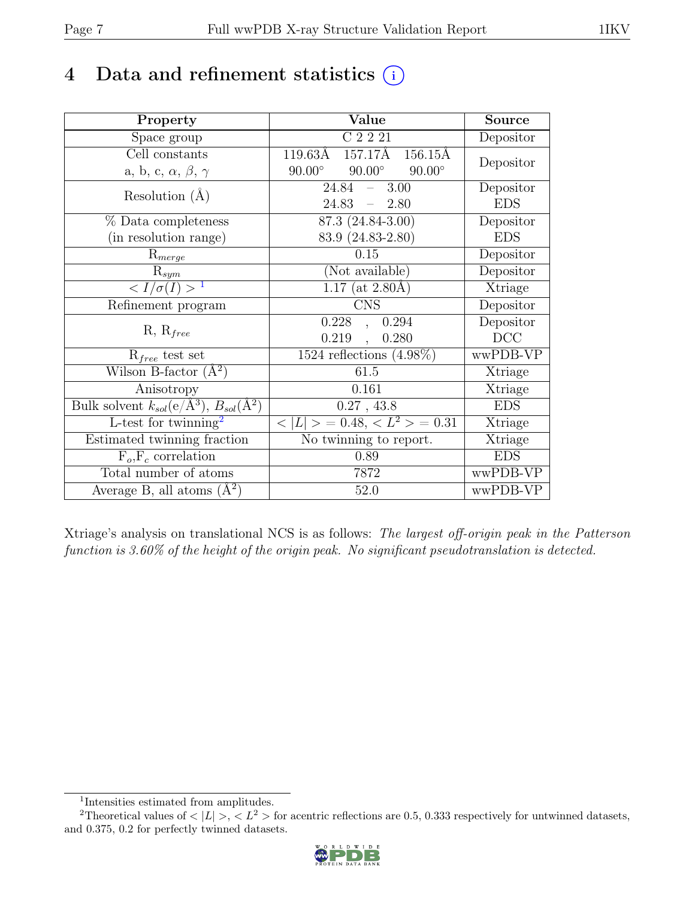# 4 Data and refinement statistics

| Property | Value | Source |
|---|---|---|
| Space group | C 2 2 21 | Depositor |
| Cell constants<br>a, b, c, $\alpha$, $\beta$, $\gamma$ | 119.63Å 157.17Å 156.15Å<br>90.00° 90.00° 90.00° | Depositor |
| Resolution (Å) | 24.84 – 3.00<br>24.83 – 2.80 | Depositor<br>EDS |
| % Data completeness<br>(in resolution range) | 87.3 (24.84-3.00)<br>83.9 (24.83-2.80) | Depositor<br>EDS |
| $R_{merge}$ | 0.15 | Depositor |
| $R_{sym}$ | (Not available) | Depositor |
| $< I/\sigma(I) >$ [1] | 1.17 (at 2.80Å) | Xtriage |
| Refinement program | CNS | Depositor |
| R, $R_{free}$ | 0.228 , 0.294<br>0.219 , 0.280 | Depositor<br>DCC |
| $R_{free}$ test set | 1524 reflections (4.98%) | wwPDB-VP |
| Wilson B-factor (Å$^2$) | 61.5 | Xtriage |
| Anisotropy | 0.161 | Xtriage |
| Bulk solvent $k_{sol}$(e/Å$^3$), $B_{sol}$(Å$^2$) | 0.27 , 43.8 | EDS |
| L-test for twinning[2] | $< \|L\| > = 0.48$, $< L^2 > = 0.31$ | Xtriage |
| Estimated twinning fraction | No twinning to report. | Xtriage |
| $F_o$,$F_c$ correlation | 0.89 | EDS |
| Total number of atoms | 7872 | wwPDB-VP |
| Average B, all atoms (Å$^2$) | 52.0 | wwPDB-VP |

Xtriage's analysis on translational NCS is as follows: *The largest off-origin peak in the Patterson function is 3.60% of the height of the origin peak. No significant pseudotranslation is detected.*

[1] Intensities estimated from amplitudes.

[2] Theoretical values of $< |L| >$, $< L^2 >$ for acentric reflections are 0.5, 0.333 respectively for untwinned datasets, and 0.375, 0.2 for perfectly twinned datasets.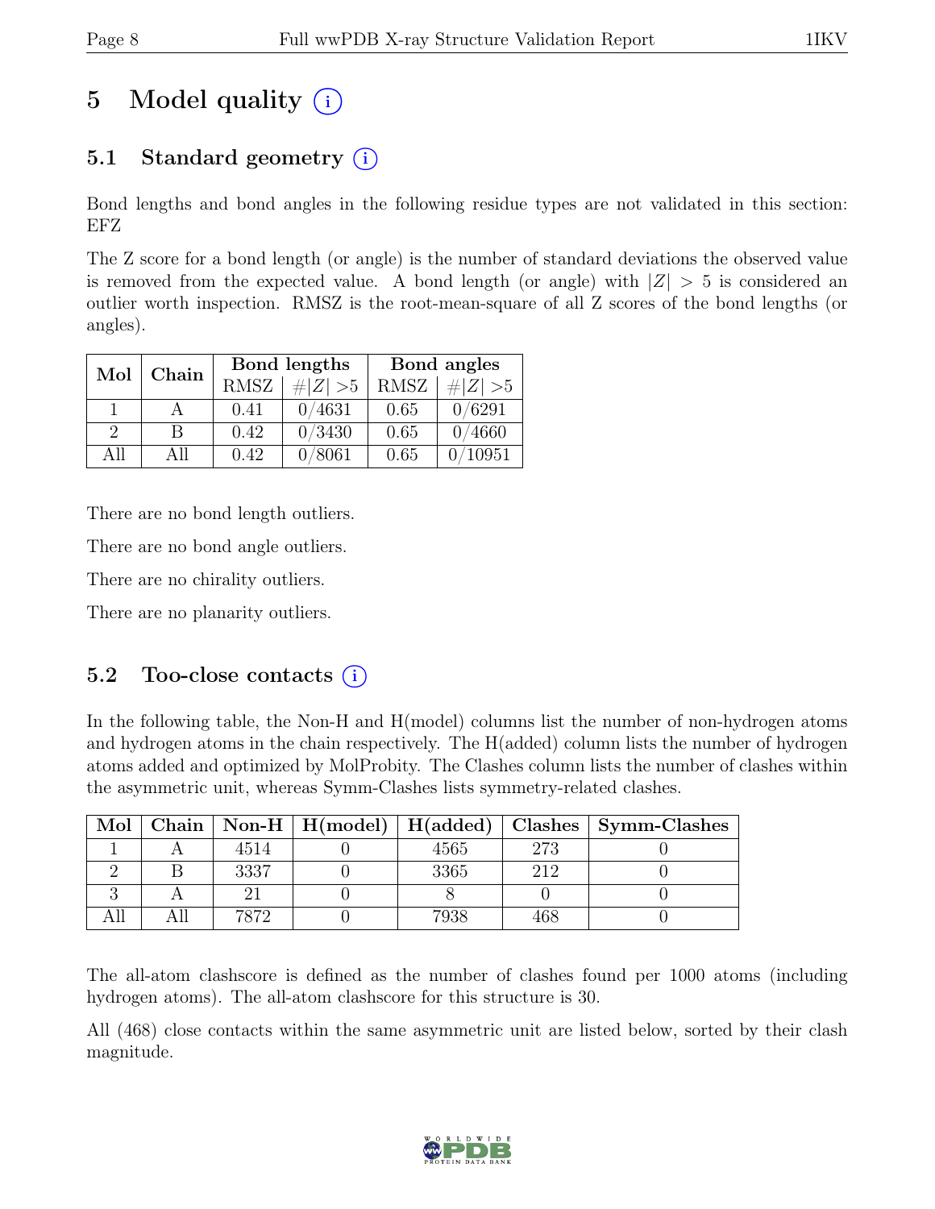# 5 Model quality

## 5.1 Standard geometry

Bond lengths and bond angles in the following residue types are not validated in this section: EFZ

The Z score for a bond length (or angle) is the number of standard deviations the observed value is removed from the expected value. A bond length (or angle) with $|Z| > 5$ is considered an outlier worth inspection. RMSZ is the root-mean-square of all Z scores of the bond lengths (or angles).

| Mol | Chain | Bond lengths | | Bond angles | |
|---|---|---|---|---|---|
| | | RMSZ | #\|Z\| >5 | RMSZ | #\|Z\| >5 |
| 1 | A | 0.41 | 0/4631 | 0.65 | 0/6291 |
| 2 | B | 0.42 | 0/3430 | 0.65 | 0/4660 |
| All | All | 0.42 | 0/8061 | 0.65 | 0/10951 |

There are no bond length outliers.

There are no bond angle outliers.

There are no chirality outliers.

There are no planarity outliers.

## 5.2 Too-close contacts

In the following table, the Non-H and H(model) columns list the number of non-hydrogen atoms and hydrogen atoms in the chain respectively. The H(added) column lists the number of hydrogen atoms added and optimized by MolProbity. The Clashes column lists the number of clashes within the asymmetric unit, whereas Symm-Clashes lists symmetry-related clashes.

| Mol | Chain | Non-H | H(model) | H(added) | Clashes | Symm-Clashes |
|---|---|---|---|---|---|---|
| 1 | A | 4514 | 0 | 4565 | 273 | 0 |
| 2 | B | 3337 | 0 | 3365 | 212 | 0 |
| 3 | A | 21 | 0 | 8 | 0 | 0 |
| All | All | 7872 | 0 | 7938 | 468 | 0 |

The all-atom clashscore is defined as the number of clashes found per 1000 atoms (including hydrogen atoms). The all-atom clashscore for this structure is 30.

All (468) close contacts within the same asymmetric unit are listed below, sorted by their clash magnitude.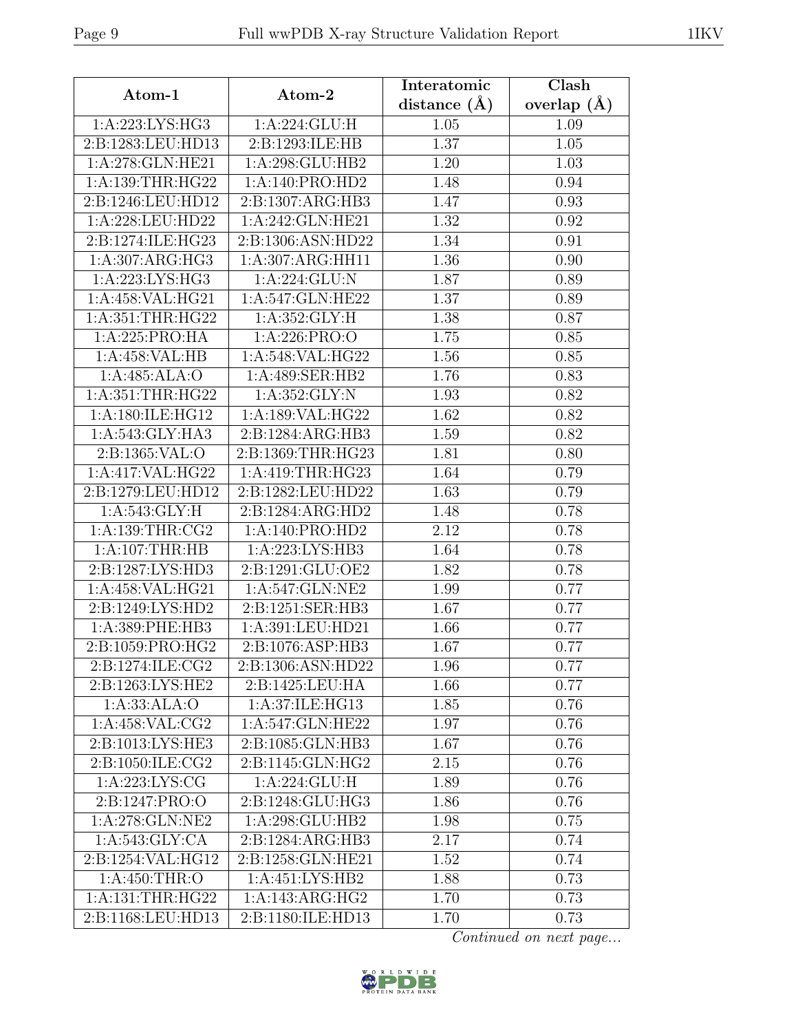| Atom-1 | Atom-2 | Interatomic distance (Å) | Clash overlap (Å) |
|---|---|---|---|
| 1:A:223:LYS:HG3 | 1:A:224:GLU:H | 1.05 | 1.09 |
| 2:B:1283:LEU:HD13 | 2:B:1293:ILE:HB | 1.37 | 1.05 |
| 1:A:278:GLN:HE21 | 1:A:298:GLU:HB2 | 1.20 | 1.03 |
| 1:A:139:THR:HG22 | 1:A:140:PRO:HD2 | 1.48 | 0.94 |
| 2:B:1246:LEU:HD12 | 2:B:1307:ARG:HB3 | 1.47 | 0.93 |
| 1:A:228:LEU:HD22 | 1:A:242:GLN:HE21 | 1.32 | 0.92 |
| 2:B:1274:ILE:HG23 | 2:B:1306:ASN:HD22 | 1.34 | 0.91 |
| 1:A:307:ARG:HG3 | 1:A:307:ARG:HH11 | 1.36 | 0.90 |
| 1:A:223:LYS:HG3 | 1:A:224:GLU:N | 1.87 | 0.89 |
| 1:A:458:VAL:HG21 | 1:A:547:GLN:HE22 | 1.37 | 0.89 |
| 1:A:351:THR:HG22 | 1:A:352:GLY:H | 1.38 | 0.87 |
| 1:A:225:PRO:HA | 1:A:226:PRO:O | 1.75 | 0.85 |
| 1:A:458:VAL:HB | 1:A:548:VAL:HG22 | 1.56 | 0.85 |
| 1:A:485:ALA:O | 1:A:489:SER:HB2 | 1.76 | 0.83 |
| 1:A:351:THR:HG22 | 1:A:352:GLY:N | 1.93 | 0.82 |
| 1:A:180:ILE:HG12 | 1:A:189:VAL:HG22 | 1.62 | 0.82 |
| 1:A:543:GLY:HA3 | 2:B:1284:ARG:HB3 | 1.59 | 0.82 |
| 2:B:1365:VAL:O | 2:B:1369:THR:HG23 | 1.81 | 0.80 |
| 1:A:417:VAL:HG22 | 1:A:419:THR:HG23 | 1.64 | 0.79 |
| 2:B:1279:LEU:HD12 | 2:B:1282:LEU:HD22 | 1.63 | 0.79 |
| 1:A:543:GLY:H | 2:B:1284:ARG:HD2 | 1.48 | 0.78 |
| 1:A:139:THR:CG2 | 1:A:140:PRO:HD2 | 2.12 | 0.78 |
| 1:A:107:THR:HB | 1:A:223:LYS:HB3 | 1.64 | 0.78 |
| 2:B:1287:LYS:HD3 | 2:B:1291:GLU:OE2 | 1.82 | 0.78 |
| 1:A:458:VAL:HG21 | 1:A:547:GLN:NE2 | 1.99 | 0.77 |
| 2:B:1249:LYS:HD2 | 2:B:1251:SER:HB3 | 1.67 | 0.77 |
| 1:A:389:PHE:HB3 | 1:A:391:LEU:HD21 | 1.66 | 0.77 |
| 2:B:1059:PRO:HG2 | 2:B:1076:ASP:HB3 | 1.67 | 0.77 |
| 2:B:1274:ILE:CG2 | 2:B:1306:ASN:HD22 | 1.96 | 0.77 |
| 2:B:1263:LYS:HE2 | 2:B:1425:LEU:HA | 1.66 | 0.77 |
| 1:A:33:ALA:O | 1:A:37:ILE:HG13 | 1.85 | 0.76 |
| 1:A:458:VAL:CG2 | 1:A:547:GLN:HE22 | 1.97 | 0.76 |
| 2:B:1013:LYS:HE3 | 2:B:1085:GLN:HB3 | 1.67 | 0.76 |
| 2:B:1050:ILE:CG2 | 2:B:1145:GLN:HG2 | 2.15 | 0.76 |
| 1:A:223:LYS:CG | 1:A:224:GLU:H | 1.89 | 0.76 |
| 2:B:1247:PRO:O | 2:B:1248:GLU:HG3 | 1.86 | 0.76 |
| 1:A:278:GLN:NE2 | 1:A:298:GLU:HB2 | 1.98 | 0.75 |
| 1:A:543:GLY:CA | 2:B:1284:ARG:HB3 | 2.17 | 0.74 |
| 2:B:1254:VAL:HG12 | 2:B:1258:GLN:HE21 | 1.52 | 0.74 |
| 1:A:450:THR:O | 1:A:451:LYS:HB2 | 1.88 | 0.73 |
| 1:A:131:THR:HG22 | 1:A:143:ARG:HG2 | 1.70 | 0.73 |
| 2:B:1168:LEU:HD13 | 2:B:1180:ILE:HD13 | 1.70 | 0.73 |

*Continued on next page...*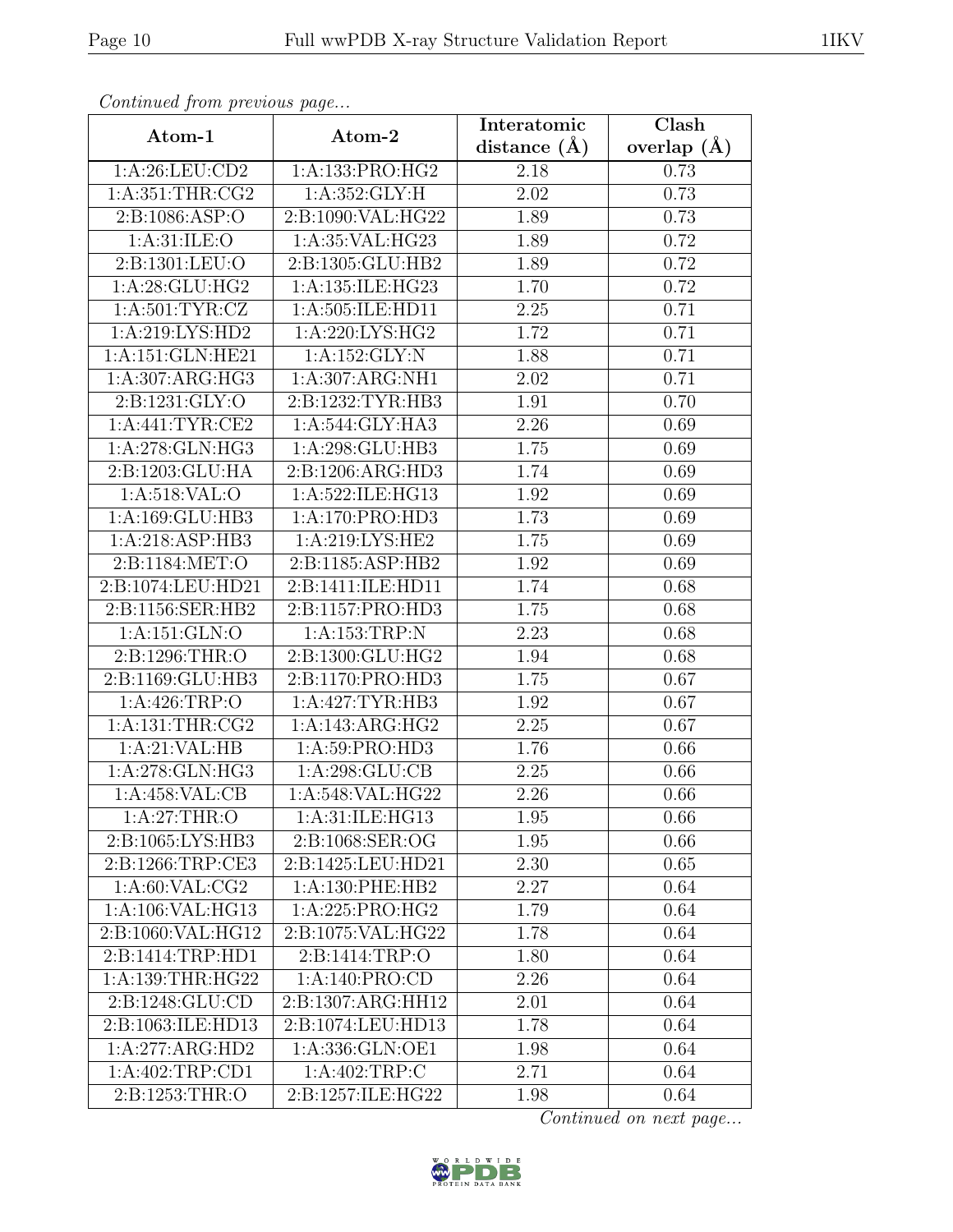*Continued from previous page...*

| Atom-1 | Atom-2 | Interatomic distance (Å) | Clash overlap (Å) |
|---|---|---|---|
| 1:A:26:LEU:CD2 | 1:A:133:PRO:HG2 | 2.18 | 0.73 |
| 1:A:351:THR:CG2 | 1:A:352:GLY:H | 2.02 | 0.73 |
| 2:B:1086:ASP:O | 2:B:1090:VAL:HG22 | 1.89 | 0.73 |
| 1:A:31:ILE:O | 1:A:35:VAL:HG23 | 1.89 | 0.72 |
| 2:B:1301:LEU:O | 2:B:1305:GLU:HB2 | 1.89 | 0.72 |
| 1:A:28:GLU:HG2 | 1:A:135:ILE:HG23 | 1.70 | 0.72 |
| 1:A:501:TYR:CZ | 1:A:505:ILE:HD11 | 2.25 | 0.71 |
| 1:A:219:LYS:HD2 | 1:A:220:LYS:HG2 | 1.72 | 0.71 |
| 1:A:151:GLN:HE21 | 1:A:152:GLY:N | 1.88 | 0.71 |
| 1:A:307:ARG:HG3 | 1:A:307:ARG:NH1 | 2.02 | 0.71 |
| 2:B:1231:GLY:O | 2:B:1232:TYR:HB3 | 1.91 | 0.70 |
| 1:A:441:TYR:CE2 | 1:A:544:GLY:HA3 | 2.26 | 0.69 |
| 1:A:278:GLN:HG3 | 1:A:298:GLU:HB3 | 1.75 | 0.69 |
| 2:B:1203:GLU:HA | 2:B:1206:ARG:HD3 | 1.74 | 0.69 |
| 1:A:518:VAL:O | 1:A:522:ILE:HG13 | 1.92 | 0.69 |
| 1:A:169:GLU:HB3 | 1:A:170:PRO:HD3 | 1.73 | 0.69 |
| 1:A:218:ASP:HB3 | 1:A:219:LYS:HE2 | 1.75 | 0.69 |
| 2:B:1184:MET:O | 2:B:1185:ASP:HB2 | 1.92 | 0.69 |
| 2:B:1074:LEU:HD21 | 2:B:1411:ILE:HD11 | 1.74 | 0.68 |
| 2:B:1156:SER:HB2 | 2:B:1157:PRO:HD3 | 1.75 | 0.68 |
| 1:A:151:GLN:O | 1:A:153:TRP:N | 2.23 | 0.68 |
| 2:B:1296:THR:O | 2:B:1300:GLU:HG2 | 1.94 | 0.68 |
| 2:B:1169:GLU:HB3 | 2:B:1170:PRO:HD3 | 1.75 | 0.67 |
| 1:A:426:TRP:O | 1:A:427:TYR:HB3 | 1.92 | 0.67 |
| 1:A:131:THR:CG2 | 1:A:143:ARG:HG2 | 2.25 | 0.67 |
| 1:A:21:VAL:HB | 1:A:59:PRO:HD3 | 1.76 | 0.66 |
| 1:A:278:GLN:HG3 | 1:A:298:GLU:CB | 2.25 | 0.66 |
| 1:A:458:VAL:CB | 1:A:548:VAL:HG22 | 2.26 | 0.66 |
| 1:A:27:THR:O | 1:A:31:ILE:HG13 | 1.95 | 0.66 |
| 2:B:1065:LYS:HB3 | 2:B:1068:SER:OG | 1.95 | 0.66 |
| 2:B:1266:TRP:CE3 | 2:B:1425:LEU:HD21 | 2.30 | 0.65 |
| 1:A:60:VAL:CG2 | 1:A:130:PHE:HB2 | 2.27 | 0.64 |
| 1:A:106:VAL:HG13 | 1:A:225:PRO:HG2 | 1.79 | 0.64 |
| 2:B:1060:VAL:HG12 | 2:B:1075:VAL:HG22 | 1.78 | 0.64 |
| 2:B:1414:TRP:HD1 | 2:B:1414:TRP:O | 1.80 | 0.64 |
| 1:A:139:THR:HG22 | 1:A:140:PRO:CD | 2.26 | 0.64 |
| 2:B:1248:GLU:CD | 2:B:1307:ARG:HH12 | 2.01 | 0.64 |
| 2:B:1063:ILE:HD13 | 2:B:1074:LEU:HD13 | 1.78 | 0.64 |
| 1:A:277:ARG:HD2 | 1:A:336:GLN:OE1 | 1.98 | 0.64 |
| 1:A:402:TRP:CD1 | 1:A:402:TRP:C | 2.71 | 0.64 |
| 2:B:1253:THR:O | 2:B:1257:ILE:HG22 | 1.98 | 0.64 |

*Continued on next page...*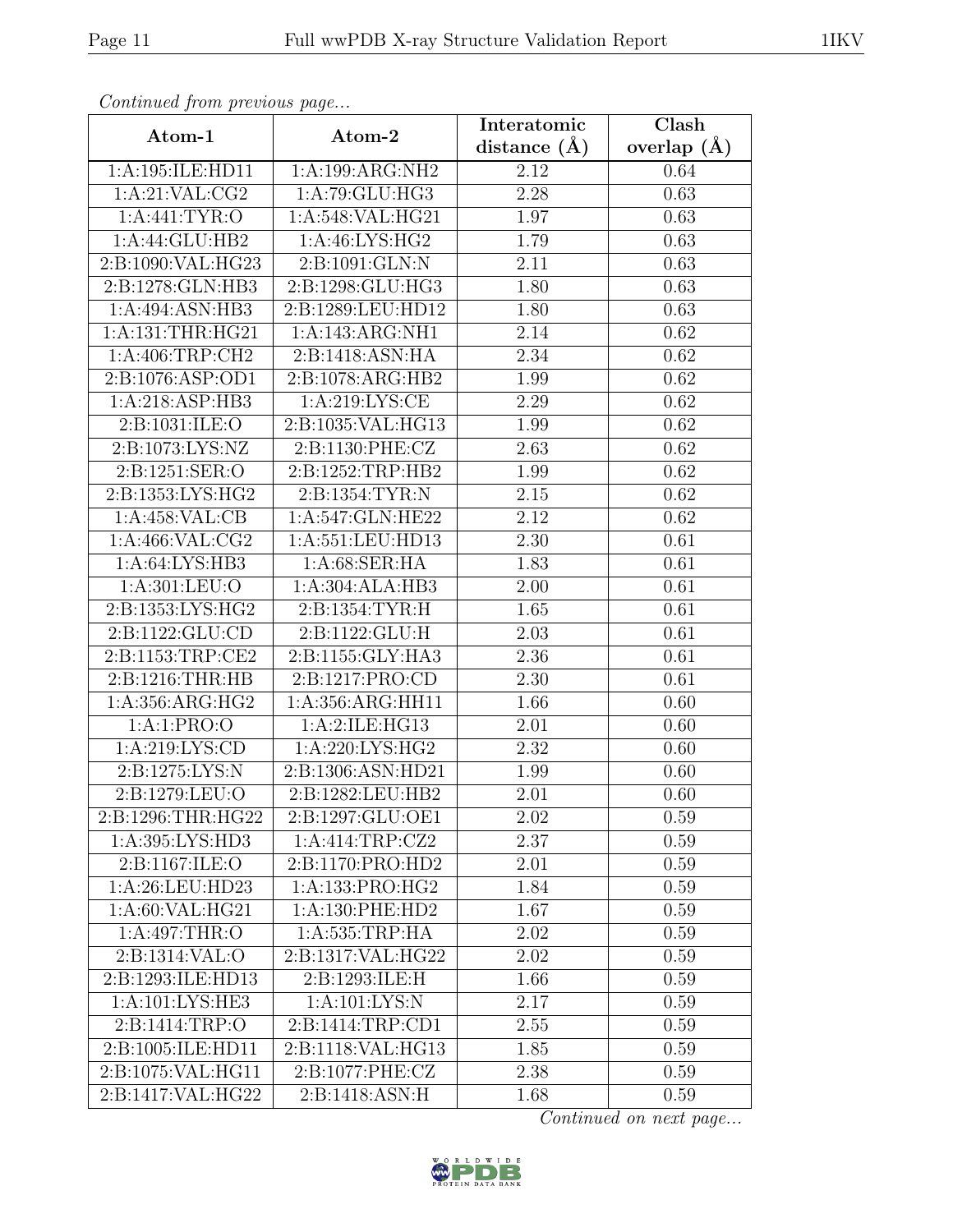*Continued from previous page...*

| Atom-1 | Atom-2 | Interatomic distance (Å) | Clash overlap (Å) |
|---|---|---|---|
| 1:A:195:ILE:HD11 | 1:A:199:ARG:NH2 | 2.12 | 0.64 |
| 1:A:21:VAL:CG2 | 1:A:79:GLU:HG3 | 2.28 | 0.63 |
| 1:A:441:TYR:O | 1:A:548:VAL:HG21 | 1.97 | 0.63 |
| 1:A:44:GLU:HB2 | 1:A:46:LYS:HG2 | 1.79 | 0.63 |
| 2:B:1090:VAL:HG23 | 2:B:1091:GLN:N | 2.11 | 0.63 |
| 2:B:1278:GLN:HB3 | 2:B:1298:GLU:HG3 | 1.80 | 0.63 |
| 1:A:494:ASN:HB3 | 2:B:1289:LEU:HD12 | 1.80 | 0.63 |
| 1:A:131:THR:HG21 | 1:A:143:ARG:NH1 | 2.14 | 0.62 |
| 1:A:406:TRP:CH2 | 2:B:1418:ASN:HA | 2.34 | 0.62 |
| 2:B:1076:ASP:OD1 | 2:B:1078:ARG:HB2 | 1.99 | 0.62 |
| 1:A:218:ASP:HB3 | 1:A:219:LYS:CE | 2.29 | 0.62 |
| 2:B:1031:ILE:O | 2:B:1035:VAL:HG13 | 1.99 | 0.62 |
| 2:B:1073:LYS:NZ | 2:B:1130:PHE:CZ | 2.63 | 0.62 |
| 2:B:1251:SER:O | 2:B:1252:TRP:HB2 | 1.99 | 0.62 |
| 2:B:1353:LYS:HG2 | 2:B:1354:TYR:N | 2.15 | 0.62 |
| 1:A:458:VAL:CB | 1:A:547:GLN:HE22 | 2.12 | 0.62 |
| 1:A:466:VAL:CG2 | 1:A:551:LEU:HD13 | 2.30 | 0.61 |
| 1:A:64:LYS:HB3 | 1:A:68:SER:HA | 1.83 | 0.61 |
| 1:A:301:LEU:O | 1:A:304:ALA:HB3 | 2.00 | 0.61 |
| 2:B:1353:LYS:HG2 | 2:B:1354:TYR:H | 1.65 | 0.61 |
| 2:B:1122:GLU:CD | 2:B:1122:GLU:H | 2.03 | 0.61 |
| 2:B:1153:TRP:CE2 | 2:B:1155:GLY:HA3 | 2.36 | 0.61 |
| 2:B:1216:THR:HB | 2:B:1217:PRO:CD | 2.30 | 0.61 |
| 1:A:356:ARG:HG2 | 1:A:356:ARG:HH11 | 1.66 | 0.60 |
| 1:A:1:PRO:O | 1:A:2:ILE:HG13 | 2.01 | 0.60 |
| 1:A:219:LYS:CD | 1:A:220:LYS:HG2 | 2.32 | 0.60 |
| 2:B:1275:LYS:N | 2:B:1306:ASN:HD21 | 1.99 | 0.60 |
| 2:B:1279:LEU:O | 2:B:1282:LEU:HB2 | 2.01 | 0.60 |
| 2:B:1296:THR:HG22 | 2:B:1297:GLU:OE1 | 2.02 | 0.59 |
| 1:A:395:LYS:HD3 | 1:A:414:TRP:CZ2 | 2.37 | 0.59 |
| 2:B:1167:ILE:O | 2:B:1170:PRO:HD2 | 2.01 | 0.59 |
| 1:A:26:LEU:HD23 | 1:A:133:PRO:HG2 | 1.84 | 0.59 |
| 1:A:60:VAL:HG21 | 1:A:130:PHE:HD2 | 1.67 | 0.59 |
| 1:A:497:THR:O | 1:A:535:TRP:HA | 2.02 | 0.59 |
| 2:B:1314:VAL:O | 2:B:1317:VAL:HG22 | 2.02 | 0.59 |
| 2:B:1293:ILE:HD13 | 2:B:1293:ILE:H | 1.66 | 0.59 |
| 1:A:101:LYS:HE3 | 1:A:101:LYS:N | 2.17 | 0.59 |
| 2:B:1414:TRP:O | 2:B:1414:TRP:CD1 | 2.55 | 0.59 |
| 2:B:1005:ILE:HD11 | 2:B:1118:VAL:HG13 | 1.85 | 0.59 |
| 2:B:1075:VAL:HG11 | 2:B:1077:PHE:CZ | 2.38 | 0.59 |
| 2:B:1417:VAL:HG22 | 2:B:1418:ASN:H | 1.68 | 0.59 |

*Continued on next page...*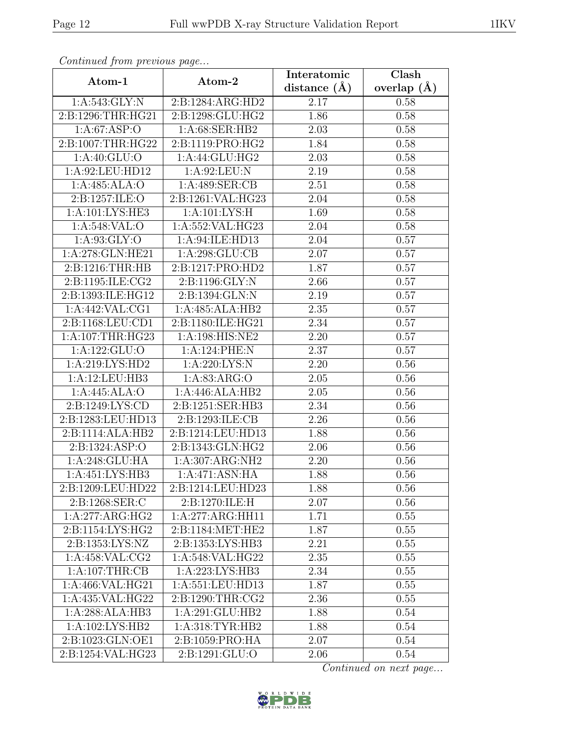*Continued from previous page...*

| Atom-1 | Atom-2 | Interatomic distance (Å) | Clash overlap (Å) |
|---|---|---|---|
| 1:A:543:GLY:N | 2:B:1284:ARG:HD2 | 2.17 | 0.58 |
| 2:B:1296:THR:HG21 | 2:B:1298:GLU:HG2 | 1.86 | 0.58 |
| 1:A:67:ASP:O | 1:A:68:SER:HB2 | 2.03 | 0.58 |
| 2:B:1007:THR:HG22 | 2:B:1119:PRO:HG2 | 1.84 | 0.58 |
| 1:A:40:GLU:O | 1:A:44:GLU:HG2 | 2.03 | 0.58 |
| 1:A:92:LEU:HD12 | 1:A:92:LEU:N | 2.19 | 0.58 |
| 1:A:485:ALA:O | 1:A:489:SER:CB | 2.51 | 0.58 |
| 2:B:1257:ILE:O | 2:B:1261:VAL:HG23 | 2.04 | 0.58 |
| 1:A:101:LYS:HE3 | 1:A:101:LYS:H | 1.69 | 0.58 |
| 1:A:548:VAL:O | 1:A:552:VAL:HG23 | 2.04 | 0.58 |
| 1:A:93:GLY:O | 1:A:94:ILE:HD13 | 2.04 | 0.57 |
| 1:A:278:GLN:HE21 | 1:A:298:GLU:CB | 2.07 | 0.57 |
| 2:B:1216:THR:HB | 2:B:1217:PRO:HD2 | 1.87 | 0.57 |
| 2:B:1195:ILE:CG2 | 2:B:1196:GLY:N | 2.66 | 0.57 |
| 2:B:1393:ILE:HG12 | 2:B:1394:GLN:N | 2.19 | 0.57 |
| 1:A:442:VAL:CG1 | 1:A:485:ALA:HB2 | 2.35 | 0.57 |
| 2:B:1168:LEU:CD1 | 2:B:1180:ILE:HG21 | 2.34 | 0.57 |
| 1:A:107:THR:HG23 | 1:A:198:HIS:NE2 | 2.20 | 0.57 |
| 1:A:122:GLU:O | 1:A:124:PHE:N | 2.37 | 0.57 |
| 1:A:219:LYS:HD2 | 1:A:220:LYS:N | 2.20 | 0.56 |
| 1:A:12:LEU:HB3 | 1:A:83:ARG:O | 2.05 | 0.56 |
| 1:A:445:ALA:O | 1:A:446:ALA:HB2 | 2.05 | 0.56 |
| 2:B:1249:LYS:CD | 2:B:1251:SER:HB3 | 2.34 | 0.56 |
| 2:B:1283:LEU:HD13 | 2:B:1293:ILE:CB | 2.26 | 0.56 |
| 2:B:1114:ALA:HB2 | 2:B:1214:LEU:HD13 | 1.88 | 0.56 |
| 2:B:1324:ASP:O | 2:B:1343:GLN:HG2 | 2.06 | 0.56 |
| 1:A:248:GLU:HA | 1:A:307:ARG:NH2 | 2.20 | 0.56 |
| 1:A:451:LYS:HB3 | 1:A:471:ASN:HA | 1.88 | 0.56 |
| 2:B:1209:LEU:HD22 | 2:B:1214:LEU:HD23 | 1.88 | 0.56 |
| 2:B:1268:SER:C | 2:B:1270:ILE:H | 2.07 | 0.56 |
| 1:A:277:ARG:HG2 | 1:A:277:ARG:HH11 | 1.71 | 0.55 |
| 2:B:1154:LYS:HG2 | 2:B:1184:MET:HE2 | 1.87 | 0.55 |
| 2:B:1353:LYS:NZ | 2:B:1353:LYS:HB3 | 2.21 | 0.55 |
| 1:A:458:VAL:CG2 | 1:A:548:VAL:HG22 | 2.35 | 0.55 |
| 1:A:107:THR:CB | 1:A:223:LYS:HB3 | 2.34 | 0.55 |
| 1:A:466:VAL:HG21 | 1:A:551:LEU:HD13 | 1.87 | 0.55 |
| 1:A:435:VAL:HG22 | 2:B:1290:THR:CG2 | 2.36 | 0.55 |
| 1:A:288:ALA:HB3 | 1:A:291:GLU:HB2 | 1.88 | 0.54 |
| 1:A:102:LYS:HB2 | 1:A:318:TYR:HB2 | 1.88 | 0.54 |
| 2:B:1023:GLN:OE1 | 2:B:1059:PRO:HA | 2.07 | 0.54 |
| 2:B:1254:VAL:HG23 | 2:B:1291:GLU:O | 2.06 | 0.54 |

*Continued on next page...*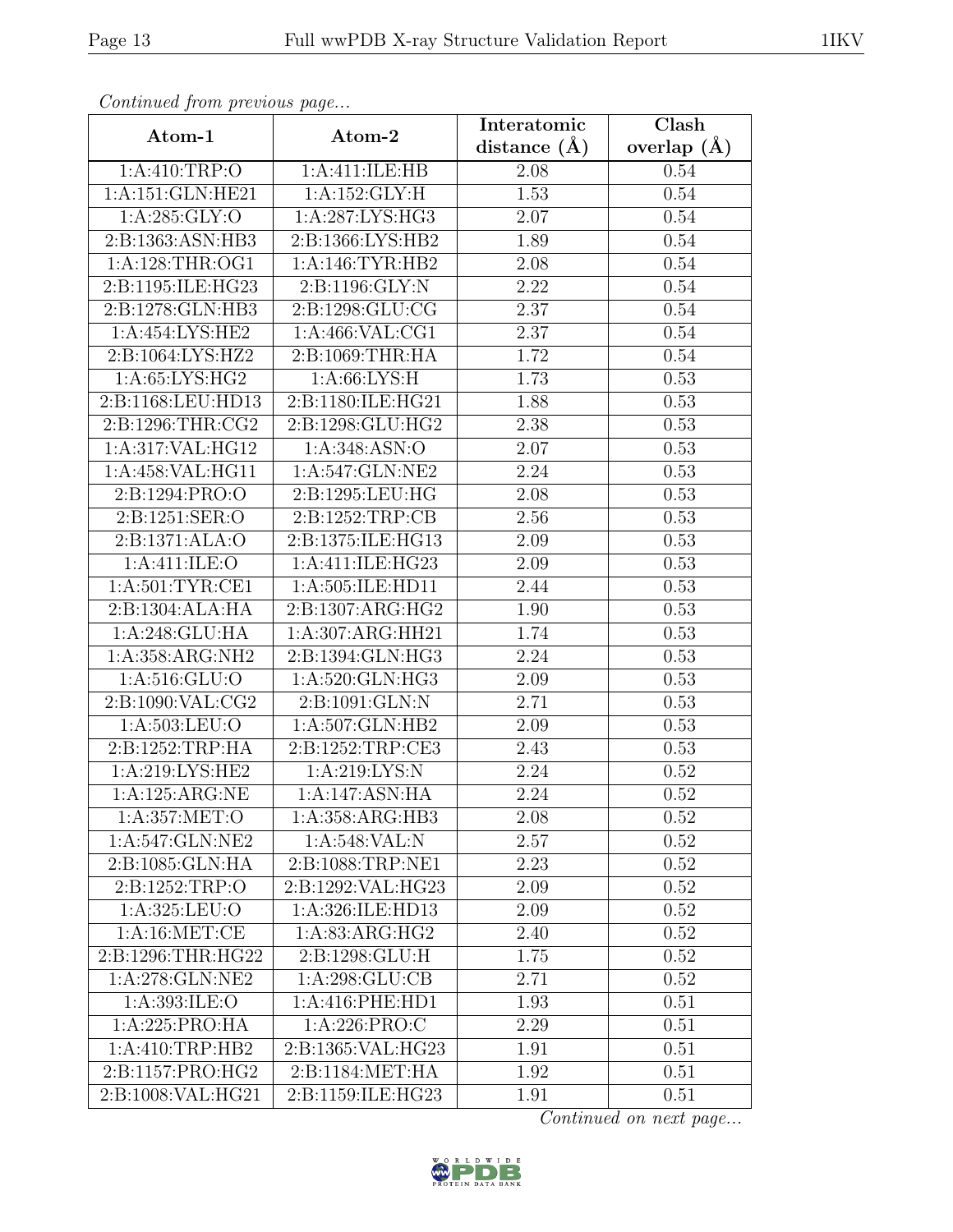*Continued from previous page...*

| Atom-1 | Atom-2 | Interatomic distance (Å) | Clash overlap (Å) |
|---|---|---|---|
| 1:A:410:TRP:O | 1:A:411:ILE:HB | 2.08 | 0.54 |
| 1:A:151:GLN:HE21 | 1:A:152:GLY:H | 1.53 | 0.54 |
| 1:A:285:GLY:O | 1:A:287:LYS:HG3 | 2.07 | 0.54 |
| 2:B:1363:ASN:HB3 | 2:B:1366:LYS:HB2 | 1.89 | 0.54 |
| 1:A:128:THR:OG1 | 1:A:146:TYR:HB2 | 2.08 | 0.54 |
| 2:B:1195:ILE:HG23 | 2:B:1196:GLY:N | 2.22 | 0.54 |
| 2:B:1278:GLN:HB3 | 2:B:1298:GLU:CG | 2.37 | 0.54 |
| 1:A:454:LYS:HE2 | 1:A:466:VAL:CG1 | 2.37 | 0.54 |
| 2:B:1064:LYS:HZ2 | 2:B:1069:THR:HA | 1.72 | 0.54 |
| 1:A:65:LYS:HG2 | 1:A:66:LYS:H | 1.73 | 0.53 |
| 2:B:1168:LEU:HD13 | 2:B:1180:ILE:HG21 | 1.88 | 0.53 |
| 2:B:1296:THR:CG2 | 2:B:1298:GLU:HG2 | 2.38 | 0.53 |
| 1:A:317:VAL:HG12 | 1:A:348:ASN:O | 2.07 | 0.53 |
| 1:A:458:VAL:HG11 | 1:A:547:GLN:NE2 | 2.24 | 0.53 |
| 2:B:1294:PRO:O | 2:B:1295:LEU:HG | 2.08 | 0.53 |
| 2:B:1251:SER:O | 2:B:1252:TRP:CB | 2.56 | 0.53 |
| 2:B:1371:ALA:O | 2:B:1375:ILE:HG13 | 2.09 | 0.53 |
| 1:A:411:ILE:O | 1:A:411:ILE:HG23 | 2.09 | 0.53 |
| 1:A:501:TYR:CE1 | 1:A:505:ILE:HD11 | 2.44 | 0.53 |
| 2:B:1304:ALA:HA | 2:B:1307:ARG:HG2 | 1.90 | 0.53 |
| 1:A:248:GLU:HA | 1:A:307:ARG:HH21 | 1.74 | 0.53 |
| 1:A:358:ARG:NH2 | 2:B:1394:GLN:HG3 | 2.24 | 0.53 |
| 1:A:516:GLU:O | 1:A:520:GLN:HG3 | 2.09 | 0.53 |
| 2:B:1090:VAL:CG2 | 2:B:1091:GLN:N | 2.71 | 0.53 |
| 1:A:503:LEU:O | 1:A:507:GLN:HB2 | 2.09 | 0.53 |
| 2:B:1252:TRP:HA | 2:B:1252:TRP:CE3 | 2.43 | 0.53 |
| 1:A:219:LYS:HE2 | 1:A:219:LYS:N | 2.24 | 0.52 |
| 1:A:125:ARG:NE | 1:A:147:ASN:HA | 2.24 | 0.52 |
| 1:A:357:MET:O | 1:A:358:ARG:HB3 | 2.08 | 0.52 |
| 1:A:547:GLN:NE2 | 1:A:548:VAL:N | 2.57 | 0.52 |
| 2:B:1085:GLN:HA | 2:B:1088:TRP:NE1 | 2.23 | 0.52 |
| 2:B:1252:TRP:O | 2:B:1292:VAL:HG23 | 2.09 | 0.52 |
| 1:A:325:LEU:O | 1:A:326:ILE:HD13 | 2.09 | 0.52 |
| 1:A:16:MET:CE | 1:A:83:ARG:HG2 | 2.40 | 0.52 |
| 2:B:1296:THR:HG22 | 2:B:1298:GLU:H | 1.75 | 0.52 |
| 1:A:278:GLN:NE2 | 1:A:298:GLU:CB | 2.71 | 0.52 |
| 1:A:393:ILE:O | 1:A:416:PHE:HD1 | 1.93 | 0.51 |
| 1:A:225:PRO:HA | 1:A:226:PRO:C | 2.29 | 0.51 |
| 1:A:410:TRP:HB2 | 2:B:1365:VAL:HG23 | 1.91 | 0.51 |
| 2:B:1157:PRO:HG2 | 2:B:1184:MET:HA | 1.92 | 0.51 |
| 2:B:1008:VAL:HG21 | 2:B:1159:ILE:HG23 | 1.91 | 0.51 |

*Continued on next page...*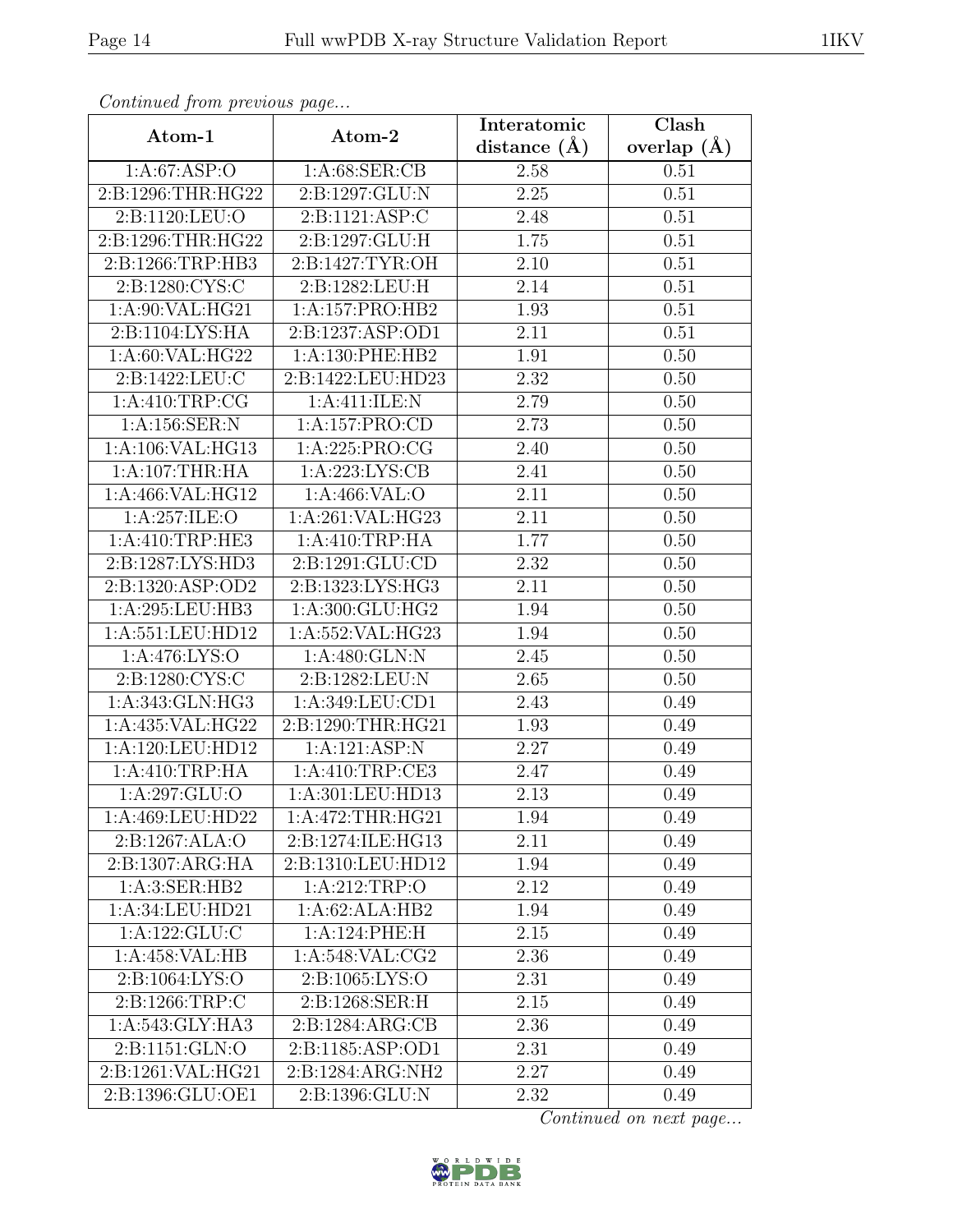*Continued from previous page...*

| Atom-1 | Atom-2 | Interatomic distance (Å) | Clash overlap (Å) |
|---|---|---|---|
| 1:A:67:ASP:O | 1:A:68:SER:CB | 2.58 | 0.51 |
| 2:B:1296:THR:HG22 | 2:B:1297:GLU:N | 2.25 | 0.51 |
| 2:B:1120:LEU:O | 2:B:1121:ASP:C | 2.48 | 0.51 |
| 2:B:1296:THR:HG22 | 2:B:1297:GLU:H | 1.75 | 0.51 |
| 2:B:1266:TRP:HB3 | 2:B:1427:TYR:OH | 2.10 | 0.51 |
| 2:B:1280:CYS:C | 2:B:1282:LEU:H | 2.14 | 0.51 |
| 1:A:90:VAL:HG21 | 1:A:157:PRO:HB2 | 1.93 | 0.51 |
| 2:B:1104:LYS:HA | 2:B:1237:ASP:OD1 | 2.11 | 0.51 |
| 1:A:60:VAL:HG22 | 1:A:130:PHE:HB2 | 1.91 | 0.50 |
| 2:B:1422:LEU:C | 2:B:1422:LEU:HD23 | 2.32 | 0.50 |
| 1:A:410:TRP:CG | 1:A:411:ILE:N | 2.79 | 0.50 |
| 1:A:156:SER:N | 1:A:157:PRO:CD | 2.73 | 0.50 |
| 1:A:106:VAL:HG13 | 1:A:225:PRO:CG | 2.40 | 0.50 |
| 1:A:107:THR:HA | 1:A:223:LYS:CB | 2.41 | 0.50 |
| 1:A:466:VAL:HG12 | 1:A:466:VAL:O | 2.11 | 0.50 |
| 1:A:257:ILE:O | 1:A:261:VAL:HG23 | 2.11 | 0.50 |
| 1:A:410:TRP:HE3 | 1:A:410:TRP:HA | 1.77 | 0.50 |
| 2:B:1287:LYS:HD3 | 2:B:1291:GLU:CD | 2.32 | 0.50 |
| 2:B:1320:ASP:OD2 | 2:B:1323:LYS:HG3 | 2.11 | 0.50 |
| 1:A:295:LEU:HB3 | 1:A:300:GLU:HG2 | 1.94 | 0.50 |
| 1:A:551:LEU:HD12 | 1:A:552:VAL:HG23 | 1.94 | 0.50 |
| 1:A:476:LYS:O | 1:A:480:GLN:N | 2.45 | 0.50 |
| 2:B:1280:CYS:C | 2:B:1282:LEU:N | 2.65 | 0.50 |
| 1:A:343:GLN:HG3 | 1:A:349:LEU:CD1 | 2.43 | 0.49 |
| 1:A:435:VAL:HG22 | 2:B:1290:THR:HG21 | 1.93 | 0.49 |
| 1:A:120:LEU:HD12 | 1:A:121:ASP:N | 2.27 | 0.49 |
| 1:A:410:TRP:HA | 1:A:410:TRP:CE3 | 2.47 | 0.49 |
| 1:A:297:GLU:O | 1:A:301:LEU:HD13 | 2.13 | 0.49 |
| 1:A:469:LEU:HD22 | 1:A:472:THR:HG21 | 1.94 | 0.49 |
| 2:B:1267:ALA:O | 2:B:1274:ILE:HG13 | 2.11 | 0.49 |
| 2:B:1307:ARG:HA | 2:B:1310:LEU:HD12 | 1.94 | 0.49 |
| 1:A:3:SER:HB2 | 1:A:212:TRP:O | 2.12 | 0.49 |
| 1:A:34:LEU:HD21 | 1:A:62:ALA:HB2 | 1.94 | 0.49 |
| 1:A:122:GLU:C | 1:A:124:PHE:H | 2.15 | 0.49 |
| 1:A:458:VAL:HB | 1:A:548:VAL:CG2 | 2.36 | 0.49 |
| 2:B:1064:LYS:O | 2:B:1065:LYS:O | 2.31 | 0.49 |
| 2:B:1266:TRP:C | 2:B:1268:SER:H | 2.15 | 0.49 |
| 1:A:543:GLY:HA3 | 2:B:1284:ARG:CB | 2.36 | 0.49 |
| 2:B:1151:GLN:O | 2:B:1185:ASP:OD1 | 2.31 | 0.49 |
| 2:B:1261:VAL:HG21 | 2:B:1284:ARG:NH2 | 2.27 | 0.49 |
| 2:B:1396:GLU:OE1 | 2:B:1396:GLU:N | 2.32 | 0.49 |

*Continued on next page...*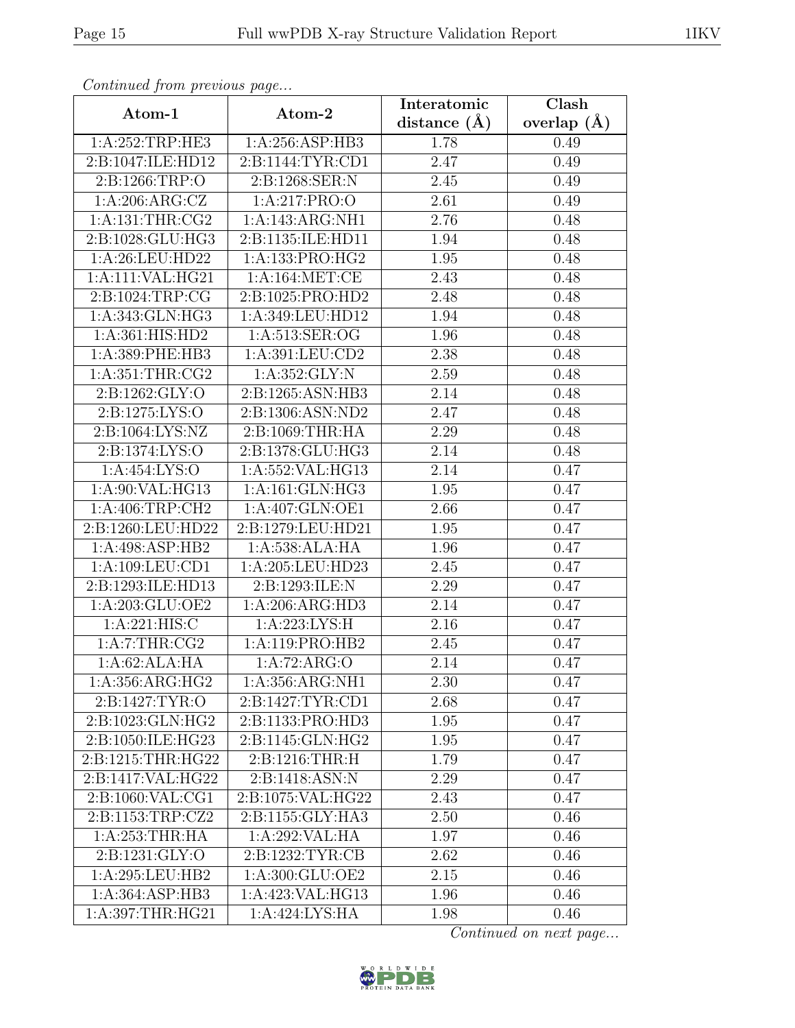*Continued from previous page...*

| Atom-1 | Atom-2 | Interatomic distance (Å) | Clash overlap (Å) |
|---|---|---|---|
| 1:A:252:TRP:HE3 | 1:A:256:ASP:HB3 | 1.78 | 0.49 |
| 2:B:1047:ILE:HD12 | 2:B:1144:TYR:CD1 | 2.47 | 0.49 |
| 2:B:1266:TRP:O | 2:B:1268:SER:N | 2.45 | 0.49 |
| 1:A:206:ARG:CZ | 1:A:217:PRO:O | 2.61 | 0.49 |
| 1:A:131:THR:CG2 | 1:A:143:ARG:NH1 | 2.76 | 0.48 |
| 2:B:1028:GLU:HG3 | 2:B:1135:ILE:HD11 | 1.94 | 0.48 |
| 1:A:26:LEU:HD22 | 1:A:133:PRO:HG2 | 1.95 | 0.48 |
| 1:A:111:VAL:HG21 | 1:A:164:MET:CE | 2.43 | 0.48 |
| 2:B:1024:TRP:CG | 2:B:1025:PRO:HD2 | 2.48 | 0.48 |
| 1:A:343:GLN:HG3 | 1:A:349:LEU:HD12 | 1.94 | 0.48 |
| 1:A:361:HIS:HD2 | 1:A:513:SER:OG | 1.96 | 0.48 |
| 1:A:389:PHE:HB3 | 1:A:391:LEU:CD2 | 2.38 | 0.48 |
| 1:A:351:THR:CG2 | 1:A:352:GLY:N | 2.59 | 0.48 |
| 2:B:1262:GLY:O | 2:B:1265:ASN:HB3 | 2.14 | 0.48 |
| 2:B:1275:LYS:O | 2:B:1306:ASN:ND2 | 2.47 | 0.48 |
| 2:B:1064:LYS:NZ | 2:B:1069:THR:HA | 2.29 | 0.48 |
| 2:B:1374:LYS:O | 2:B:1378:GLU:HG3 | 2.14 | 0.48 |
| 1:A:454:LYS:O | 1:A:552:VAL:HG13 | 2.14 | 0.47 |
| 1:A:90:VAL:HG13 | 1:A:161:GLN:HG3 | 1.95 | 0.47 |
| 1:A:406:TRP:CH2 | 1:A:407:GLN:OE1 | 2.66 | 0.47 |
| 2:B:1260:LEU:HD22 | 2:B:1279:LEU:HD21 | 1.95 | 0.47 |
| 1:A:498:ASP:HB2 | 1:A:538:ALA:HA | 1.96 | 0.47 |
| 1:A:109:LEU:CD1 | 1:A:205:LEU:HD23 | 2.45 | 0.47 |
| 2:B:1293:ILE:HD13 | 2:B:1293:ILE:N | 2.29 | 0.47 |
| 1:A:203:GLU:OE2 | 1:A:206:ARG:HD3 | 2.14 | 0.47 |
| 1:A:221:HIS:C | 1:A:223:LYS:H | 2.16 | 0.47 |
| 1:A:7:THR:CG2 | 1:A:119:PRO:HB2 | 2.45 | 0.47 |
| 1:A:62:ALA:HA | 1:A:72:ARG:O | 2.14 | 0.47 |
| 1:A:356:ARG:HG2 | 1:A:356:ARG:NH1 | 2.30 | 0.47 |
| 2:B:1427:TYR:O | 2:B:1427:TYR:CD1 | 2.68 | 0.47 |
| 2:B:1023:GLN:HG2 | 2:B:1133:PRO:HD3 | 1.95 | 0.47 |
| 2:B:1050:ILE:HG23 | 2:B:1145:GLN:HG2 | 1.95 | 0.47 |
| 2:B:1215:THR:HG22 | 2:B:1216:THR:H | 1.79 | 0.47 |
| 2:B:1417:VAL:HG22 | 2:B:1418:ASN:N | 2.29 | 0.47 |
| 2:B:1060:VAL:CG1 | 2:B:1075:VAL:HG22 | 2.43 | 0.47 |
| 2:B:1153:TRP:CZ2 | 2:B:1155:GLY:HA3 | 2.50 | 0.46 |
| 1:A:253:THR:HA | 1:A:292:VAL:HA | 1.97 | 0.46 |
| 2:B:1231:GLY:O | 2:B:1232:TYR:CB | 2.62 | 0.46 |
| 1:A:295:LEU:HB2 | 1:A:300:GLU:OE2 | 2.15 | 0.46 |
| 1:A:364:ASP:HB3 | 1:A:423:VAL:HG13 | 1.96 | 0.46 |
| 1:A:397:THR:HG21 | 1:A:424:LYS:HA | 1.98 | 0.46 |

*Continued on next page...*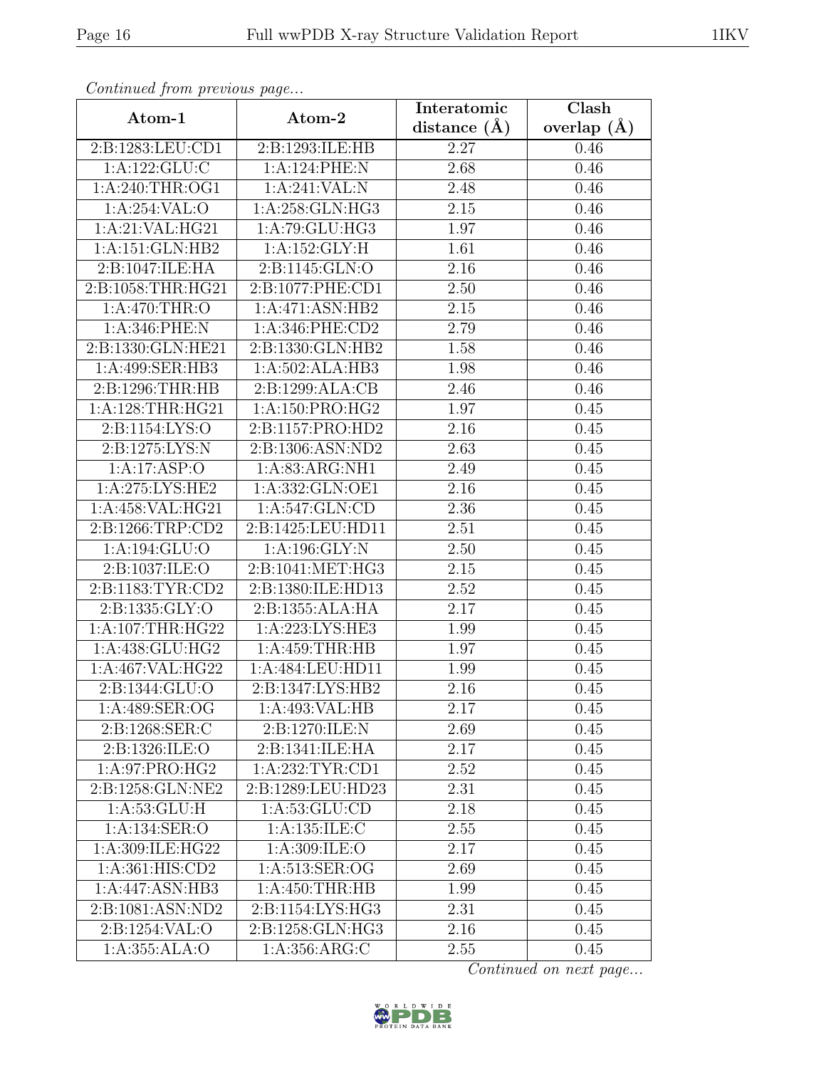*Continued from previous page...*

| Atom-1 | Atom-2 | Interatomic distance (Å) | Clash overlap (Å) |
|---|---|---|---|
| 2:B:1283:LEU:CD1 | 2:B:1293:ILE:HB | 2.27 | 0.46 |
| 1:A:122:GLU:C | 1:A:124:PHE:N | 2.68 | 0.46 |
| 1:A:240:THR:OG1 | 1:A:241:VAL:N | 2.48 | 0.46 |
| 1:A:254:VAL:O | 1:A:258:GLN:HG3 | 2.15 | 0.46 |
| 1:A:21:VAL:HG21 | 1:A:79:GLU:HG3 | 1.97 | 0.46 |
| 1:A:151:GLN:HB2 | 1:A:152:GLY:H | 1.61 | 0.46 |
| 2:B:1047:ILE:HA | 2:B:1145:GLN:O | 2.16 | 0.46 |
| 2:B:1058:THR:HG21 | 2:B:1077:PHE:CD1 | 2.50 | 0.46 |
| 1:A:470:THR:O | 1:A:471:ASN:HB2 | 2.15 | 0.46 |
| 1:A:346:PHE:N | 1:A:346:PHE:CD2 | 2.79 | 0.46 |
| 2:B:1330:GLN:HE21 | 2:B:1330:GLN:HB2 | 1.58 | 0.46 |
| 1:A:499:SER:HB3 | 1:A:502:ALA:HB3 | 1.98 | 0.46 |
| 2:B:1296:THR:HB | 2:B:1299:ALA:CB | 2.46 | 0.46 |
| 1:A:128:THR:HG21 | 1:A:150:PRO:HG2 | 1.97 | 0.45 |
| 2:B:1154:LYS:O | 2:B:1157:PRO:HD2 | 2.16 | 0.45 |
| 2:B:1275:LYS:N | 2:B:1306:ASN:ND2 | 2.63 | 0.45 |
| 1:A:17:ASP:O | 1:A:83:ARG:NH1 | 2.49 | 0.45 |
| 1:A:275:LYS:HE2 | 1:A:332:GLN:OE1 | 2.16 | 0.45 |
| 1:A:458:VAL:HG21 | 1:A:547:GLN:CD | 2.36 | 0.45 |
| 2:B:1266:TRP:CD2 | 2:B:1425:LEU:HD11 | 2.51 | 0.45 |
| 1:A:194:GLU:O | 1:A:196:GLY:N | 2.50 | 0.45 |
| 2:B:1037:ILE:O | 2:B:1041:MET:HG3 | 2.15 | 0.45 |
| 2:B:1183:TYR:CD2 | 2:B:1380:ILE:HD13 | 2.52 | 0.45 |
| 2:B:1335:GLY:O | 2:B:1355:ALA:HA | 2.17 | 0.45 |
| 1:A:107:THR:HG22 | 1:A:223:LYS:HE3 | 1.99 | 0.45 |
| 1:A:438:GLU:HG2 | 1:A:459:THR:HB | 1.97 | 0.45 |
| 1:A:467:VAL:HG22 | 1:A:484:LEU:HD11 | 1.99 | 0.45 |
| 2:B:1344:GLU:O | 2:B:1347:LYS:HB2 | 2.16 | 0.45 |
| 1:A:489:SER:OG | 1:A:493:VAL:HB | 2.17 | 0.45 |
| 2:B:1268:SER:C | 2:B:1270:ILE:N | 2.69 | 0.45 |
| 2:B:1326:ILE:O | 2:B:1341:ILE:HA | 2.17 | 0.45 |
| 1:A:97:PRO:HG2 | 1:A:232:TYR:CD1 | 2.52 | 0.45 |
| 2:B:1258:GLN:NE2 | 2:B:1289:LEU:HD23 | 2.31 | 0.45 |
| 1:A:53:GLU:H | 1:A:53:GLU:CD | 2.18 | 0.45 |
| 1:A:134:SER:O | 1:A:135:ILE:C | 2.55 | 0.45 |
| 1:A:309:ILE:HG22 | 1:A:309:ILE:O | 2.17 | 0.45 |
| 1:A:361:HIS:CD2 | 1:A:513:SER:OG | 2.69 | 0.45 |
| 1:A:447:ASN:HB3 | 1:A:450:THR:HB | 1.99 | 0.45 |
| 2:B:1081:ASN:ND2 | 2:B:1154:LYS:HG3 | 2.31 | 0.45 |
| 2:B:1254:VAL:O | 2:B:1258:GLN:HG3 | 2.16 | 0.45 |
| 1:A:355:ALA:O | 1:A:356:ARG:C | 2.55 | 0.45 |

*Continued on next page...*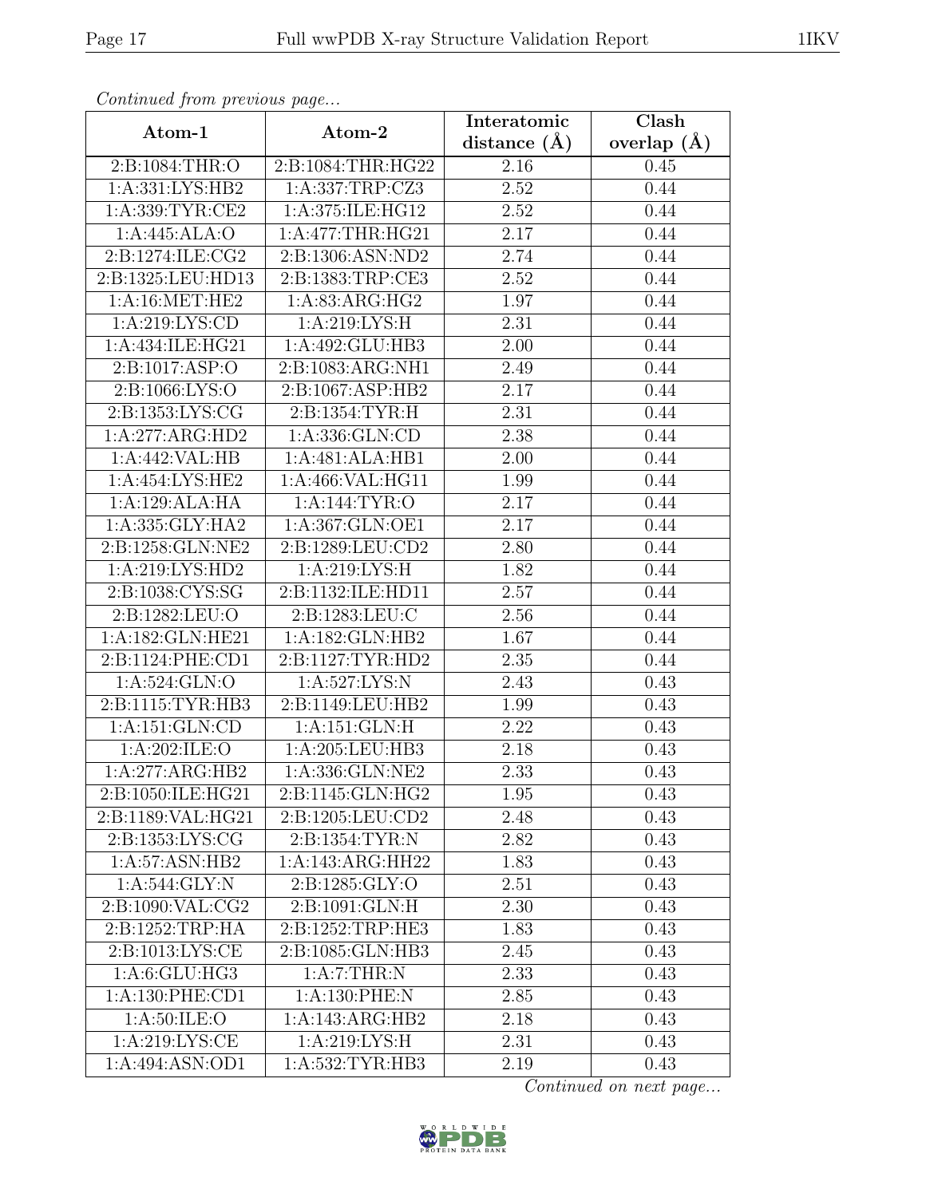*Continued from previous page...*

| Atom-1 | Atom-2 | Interatomic distance (Å) | Clash overlap (Å) |
|---|---|---|---|
| 2:B:1084:THR:O | 2:B:1084:THR:HG22 | 2.16 | 0.45 |
| 1:A:331:LYS:HB2 | 1:A:337:TRP:CZ3 | 2.52 | 0.44 |
| 1:A:339:TYR:CE2 | 1:A:375:ILE:HG12 | 2.52 | 0.44 |
| 1:A:445:ALA:O | 1:A:477:THR:HG21 | 2.17 | 0.44 |
| 2:B:1274:ILE:CG2 | 2:B:1306:ASN:ND2 | 2.74 | 0.44 |
| 2:B:1325:LEU:HD13 | 2:B:1383:TRP:CE3 | 2.52 | 0.44 |
| 1:A:16:MET:HE2 | 1:A:83:ARG:HG2 | 1.97 | 0.44 |
| 1:A:219:LYS:CD | 1:A:219:LYS:H | 2.31 | 0.44 |
| 1:A:434:ILE:HG21 | 1:A:492:GLU:HB3 | 2.00 | 0.44 |
| 2:B:1017:ASP:O | 2:B:1083:ARG:NH1 | 2.49 | 0.44 |
| 2:B:1066:LYS:O | 2:B:1067:ASP:HB2 | 2.17 | 0.44 |
| 2:B:1353:LYS:CG | 2:B:1354:TYR:H | 2.31 | 0.44 |
| 1:A:277:ARG:HD2 | 1:A:336:GLN:CD | 2.38 | 0.44 |
| 1:A:442:VAL:HB | 1:A:481:ALA:HB1 | 2.00 | 0.44 |
| 1:A:454:LYS:HE2 | 1:A:466:VAL:HG11 | 1.99 | 0.44 |
| 1:A:129:ALA:HA | 1:A:144:TYR:O | 2.17 | 0.44 |
| 1:A:335:GLY:HA2 | 1:A:367:GLN:OE1 | 2.17 | 0.44 |
| 2:B:1258:GLN:NE2 | 2:B:1289:LEU:CD2 | 2.80 | 0.44 |
| 1:A:219:LYS:HD2 | 1:A:219:LYS:H | 1.82 | 0.44 |
| 2:B:1038:CYS:SG | 2:B:1132:ILE:HD11 | 2.57 | 0.44 |
| 2:B:1282:LEU:O | 2:B:1283:LEU:C | 2.56 | 0.44 |
| 1:A:182:GLN:HE21 | 1:A:182:GLN:HB2 | 1.67 | 0.44 |
| 2:B:1124:PHE:CD1 | 2:B:1127:TYR:HD2 | 2.35 | 0.44 |
| 1:A:524:GLN:O | 1:A:527:LYS:N | 2.43 | 0.43 |
| 2:B:1115:TYR:HB3 | 2:B:1149:LEU:HB2 | 1.99 | 0.43 |
| 1:A:151:GLN:CD | 1:A:151:GLN:H | 2.22 | 0.43 |
| 1:A:202:ILE:O | 1:A:205:LEU:HB3 | 2.18 | 0.43 |
| 1:A:277:ARG:HB2 | 1:A:336:GLN:NE2 | 2.33 | 0.43 |
| 2:B:1050:ILE:HG21 | 2:B:1145:GLN:HG2 | 1.95 | 0.43 |
| 2:B:1189:VAL:HG21 | 2:B:1205:LEU:CD2 | 2.48 | 0.43 |
| 2:B:1353:LYS:CG | 2:B:1354:TYR:N | 2.82 | 0.43 |
| 1:A:57:ASN:HB2 | 1:A:143:ARG:HH22 | 1.83 | 0.43 |
| 1:A:544:GLY:N | 2:B:1285:GLY:O | 2.51 | 0.43 |
| 2:B:1090:VAL:CG2 | 2:B:1091:GLN:H | 2.30 | 0.43 |
| 2:B:1252:TRP:HA | 2:B:1252:TRP:HE3 | 1.83 | 0.43 |
| 2:B:1013:LYS:CE | 2:B:1085:GLN:HB3 | 2.45 | 0.43 |
| 1:A:6:GLU:HG3 | 1:A:7:THR:N | 2.33 | 0.43 |
| 1:A:130:PHE:CD1 | 1:A:130:PHE:N | 2.85 | 0.43 |
| 1:A:50:ILE:O | 1:A:143:ARG:HB2 | 2.18 | 0.43 |
| 1:A:219:LYS:CE | 1:A:219:LYS:H | 2.31 | 0.43 |
| 1:A:494:ASN:OD1 | 1:A:532:TYR:HB3 | 2.19 | 0.43 |

*Continued on next page...*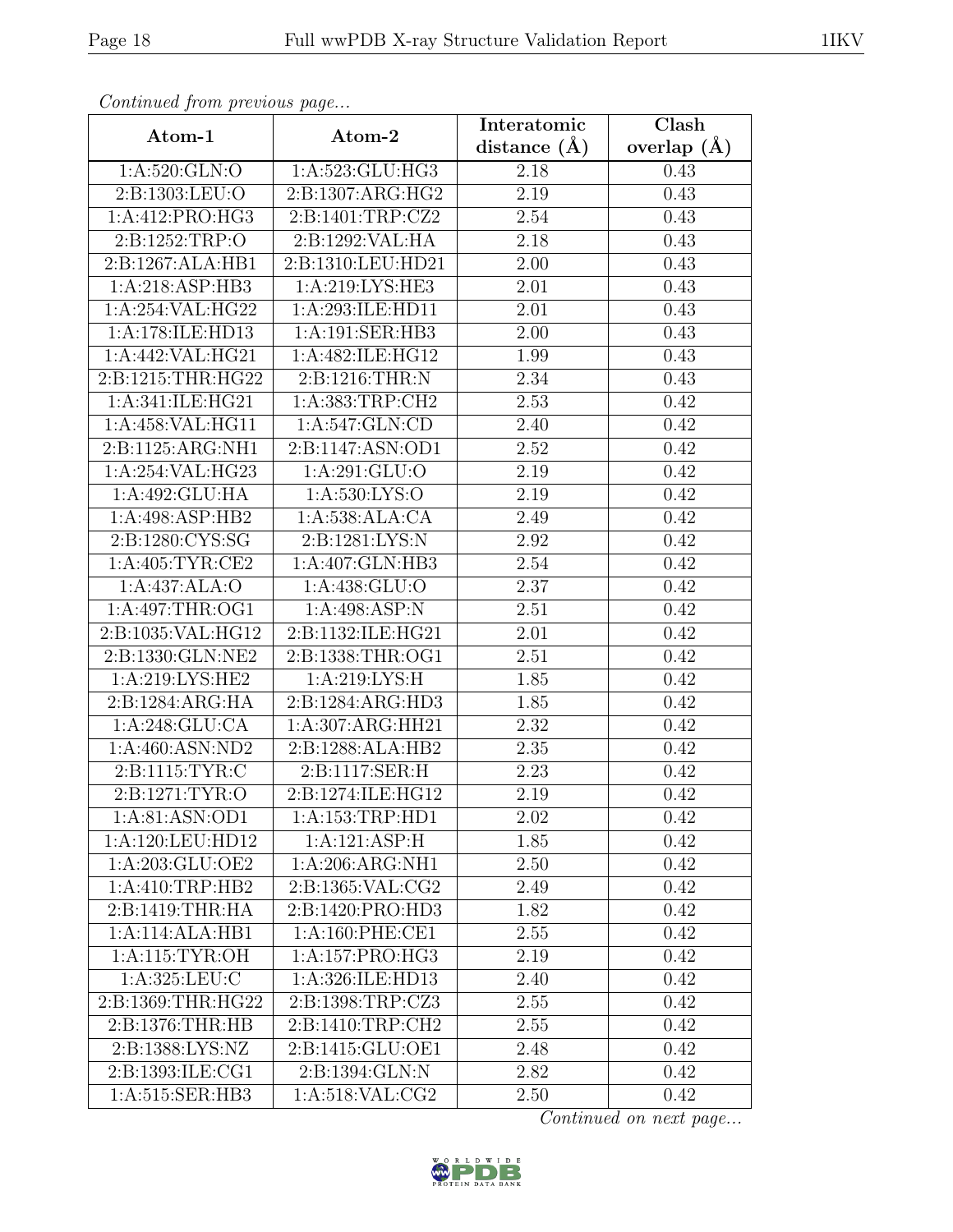*Continued from previous page...*

| Atom-1 | Atom-2 | Interatomic distance (Å) | Clash overlap (Å) |
|---|---|---|---|
| 1:A:520:GLN:O | 1:A:523:GLU:HG3 | 2.18 | 0.43 |
| 2:B:1303:LEU:O | 2:B:1307:ARG:HG2 | 2.19 | 0.43 |
| 1:A:412:PRO:HG3 | 2:B:1401:TRP:CZ2 | 2.54 | 0.43 |
| 2:B:1252:TRP:O | 2:B:1292:VAL:HA | 2.18 | 0.43 |
| 2:B:1267:ALA:HB1 | 2:B:1310:LEU:HD21 | 2.00 | 0.43 |
| 1:A:218:ASP:HB3 | 1:A:219:LYS:HE3 | 2.01 | 0.43 |
| 1:A:254:VAL:HG22 | 1:A:293:ILE:HD11 | 2.01 | 0.43 |
| 1:A:178:ILE:HD13 | 1:A:191:SER:HB3 | 2.00 | 0.43 |
| 1:A:442:VAL:HG21 | 1:A:482:ILE:HG12 | 1.99 | 0.43 |
| 2:B:1215:THR:HG22 | 2:B:1216:THR:N | 2.34 | 0.43 |
| 1:A:341:ILE:HG21 | 1:A:383:TRP:CH2 | 2.53 | 0.42 |
| 1:A:458:VAL:HG11 | 1:A:547:GLN:CD | 2.40 | 0.42 |
| 2:B:1125:ARG:NH1 | 2:B:1147:ASN:OD1 | 2.52 | 0.42 |
| 1:A:254:VAL:HG23 | 1:A:291:GLU:O | 2.19 | 0.42 |
| 1:A:492:GLU:HA | 1:A:530:LYS:O | 2.19 | 0.42 |
| 1:A:498:ASP:HB2 | 1:A:538:ALA:CA | 2.49 | 0.42 |
| 2:B:1280:CYS:SG | 2:B:1281:LYS:N | 2.92 | 0.42 |
| 1:A:405:TYR:CE2 | 1:A:407:GLN:HB3 | 2.54 | 0.42 |
| 1:A:437:ALA:O | 1:A:438:GLU:O | 2.37 | 0.42 |
| 1:A:497:THR:OG1 | 1:A:498:ASP:N | 2.51 | 0.42 |
| 2:B:1035:VAL:HG12 | 2:B:1132:ILE:HG21 | 2.01 | 0.42 |
| 2:B:1330:GLN:NE2 | 2:B:1338:THR:OG1 | 2.51 | 0.42 |
| 1:A:219:LYS:HE2 | 1:A:219:LYS:H | 1.85 | 0.42 |
| 2:B:1284:ARG:HA | 2:B:1284:ARG:HD3 | 1.85 | 0.42 |
| 1:A:248:GLU:CA | 1:A:307:ARG:HH21 | 2.32 | 0.42 |
| 1:A:460:ASN:ND2 | 2:B:1288:ALA:HB2 | 2.35 | 0.42 |
| 2:B:1115:TYR:C | 2:B:1117:SER:H | 2.23 | 0.42 |
| 2:B:1271:TYR:O | 2:B:1274:ILE:HG12 | 2.19 | 0.42 |
| 1:A:81:ASN:OD1 | 1:A:153:TRP:HD1 | 2.02 | 0.42 |
| 1:A:120:LEU:HD12 | 1:A:121:ASP:H | 1.85 | 0.42 |
| 1:A:203:GLU:OE2 | 1:A:206:ARG:NH1 | 2.50 | 0.42 |
| 1:A:410:TRP:HB2 | 2:B:1365:VAL:CG2 | 2.49 | 0.42 |
| 2:B:1419:THR:HA | 2:B:1420:PRO:HD3 | 1.82 | 0.42 |
| 1:A:114:ALA:HB1 | 1:A:160:PHE:CE1 | 2.55 | 0.42 |
| 1:A:115:TYR:OH | 1:A:157:PRO:HG3 | 2.19 | 0.42 |
| 1:A:325:LEU:C | 1:A:326:ILE:HD13 | 2.40 | 0.42 |
| 2:B:1369:THR:HG22 | 2:B:1398:TRP:CZ3 | 2.55 | 0.42 |
| 2:B:1376:THR:HB | 2:B:1410:TRP:CH2 | 2.55 | 0.42 |
| 2:B:1388:LYS:NZ | 2:B:1415:GLU:OE1 | 2.48 | 0.42 |
| 2:B:1393:ILE:CG1 | 2:B:1394:GLN:N | 2.82 | 0.42 |
| 1:A:515:SER:HB3 | 1:A:518:VAL:CG2 | 2.50 | 0.42 |

*Continued on next page...*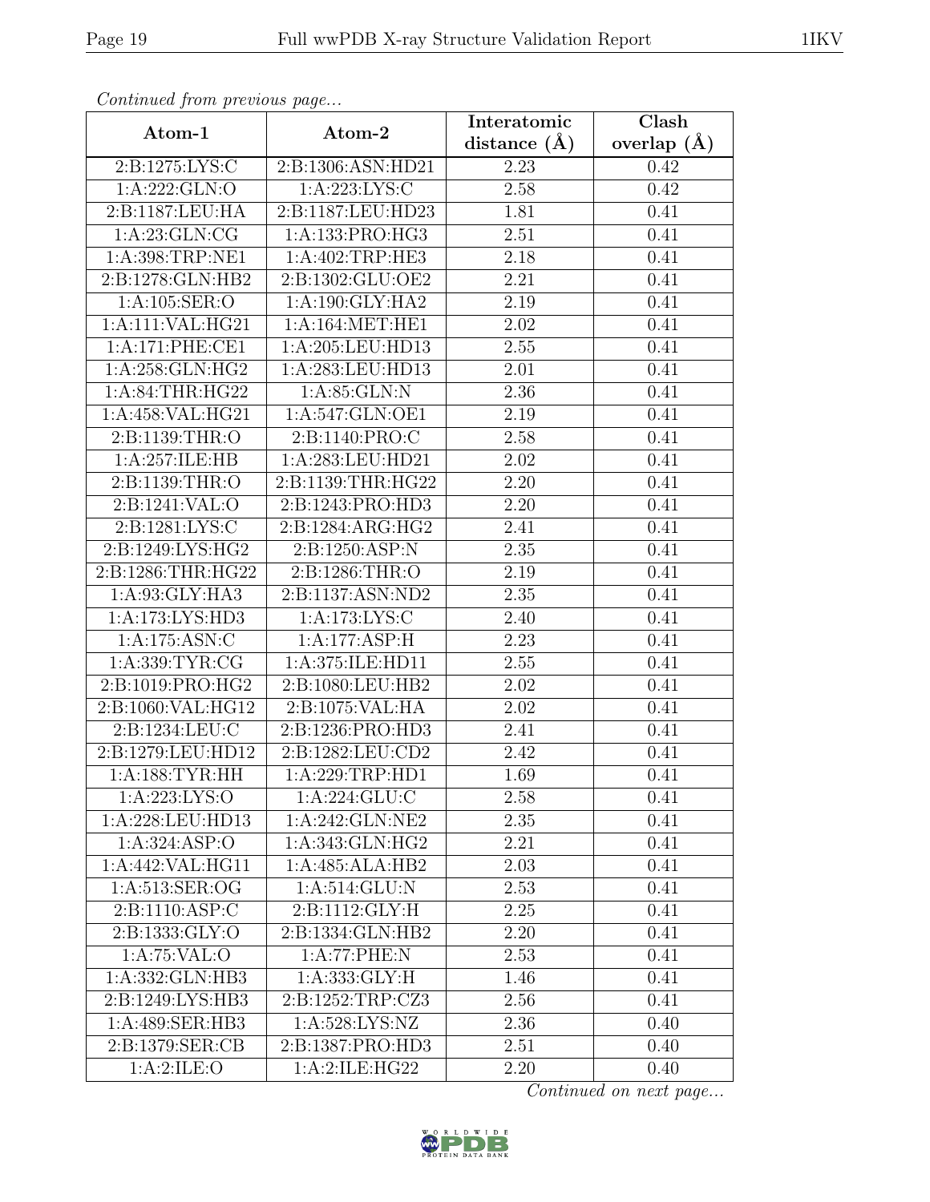*Continued from previous page...*

| Atom-1 | Atom-2 | Interatomic distance (Å) | Clash overlap (Å) |
|---|---|---|---|
| 2:B:1275:LYS:C | 2:B:1306:ASN:HD21 | 2.23 | 0.42 |
| 1:A:222:GLN:O | 1:A:223:LYS:C | 2.58 | 0.42 |
| 2:B:1187:LEU:HA | 2:B:1187:LEU:HD23 | 1.81 | 0.41 |
| 1:A:23:GLN:CG | 1:A:133:PRO:HG3 | 2.51 | 0.41 |
| 1:A:398:TRP:NE1 | 1:A:402:TRP:HE3 | 2.18 | 0.41 |
| 2:B:1278:GLN:HB2 | 2:B:1302:GLU:OE2 | 2.21 | 0.41 |
| 1:A:105:SER:O | 1:A:190:GLY:HA2 | 2.19 | 0.41 |
| 1:A:111:VAL:HG21 | 1:A:164:MET:HE1 | 2.02 | 0.41 |
| 1:A:171:PHE:CE1 | 1:A:205:LEU:HD13 | 2.55 | 0.41 |
| 1:A:258:GLN:HG2 | 1:A:283:LEU:HD13 | 2.01 | 0.41 |
| 1:A:84:THR:HG22 | 1:A:85:GLN:N | 2.36 | 0.41 |
| 1:A:458:VAL:HG21 | 1:A:547:GLN:OE1 | 2.19 | 0.41 |
| 2:B:1139:THR:O | 2:B:1140:PRO:C | 2.58 | 0.41 |
| 1:A:257:ILE:HB | 1:A:283:LEU:HD21 | 2.02 | 0.41 |
| 2:B:1139:THR:O | 2:B:1139:THR:HG22 | 2.20 | 0.41 |
| 2:B:1241:VAL:O | 2:B:1243:PRO:HD3 | 2.20 | 0.41 |
| 2:B:1281:LYS:C | 2:B:1284:ARG:HG2 | 2.41 | 0.41 |
| 2:B:1249:LYS:HG2 | 2:B:1250:ASP:N | 2.35 | 0.41 |
| 2:B:1286:THR:HG22 | 2:B:1286:THR:O | 2.19 | 0.41 |
| 1:A:93:GLY:HA3 | 2:B:1137:ASN:ND2 | 2.35 | 0.41 |
| 1:A:173:LYS:HD3 | 1:A:173:LYS:C | 2.40 | 0.41 |
| 1:A:175:ASN:C | 1:A:177:ASP:H | 2.23 | 0.41 |
| 1:A:339:TYR:CG | 1:A:375:ILE:HD11 | 2.55 | 0.41 |
| 2:B:1019:PRO:HG2 | 2:B:1080:LEU:HB2 | 2.02 | 0.41 |
| 2:B:1060:VAL:HG12 | 2:B:1075:VAL:HA | 2.02 | 0.41 |
| 2:B:1234:LEU:C | 2:B:1236:PRO:HD3 | 2.41 | 0.41 |
| 2:B:1279:LEU:HD12 | 2:B:1282:LEU:CD2 | 2.42 | 0.41 |
| 1:A:188:TYR:HH | 1:A:229:TRP:HD1 | 1.69 | 0.41 |
| 1:A:223:LYS:O | 1:A:224:GLU:C | 2.58 | 0.41 |
| 1:A:228:LEU:HD13 | 1:A:242:GLN:NE2 | 2.35 | 0.41 |
| 1:A:324:ASP:O | 1:A:343:GLN:HG2 | 2.21 | 0.41 |
| 1:A:442:VAL:HG11 | 1:A:485:ALA:HB2 | 2.03 | 0.41 |
| 1:A:513:SER:OG | 1:A:514:GLU:N | 2.53 | 0.41 |
| 2:B:1110:ASP:C | 2:B:1112:GLY:H | 2.25 | 0.41 |
| 2:B:1333:GLY:O | 2:B:1334:GLN:HB2 | 2.20 | 0.41 |
| 1:A:75:VAL:O | 1:A:77:PHE:N | 2.53 | 0.41 |
| 1:A:332:GLN:HB3 | 1:A:333:GLY:H | 1.46 | 0.41 |
| 2:B:1249:LYS:HB3 | 2:B:1252:TRP:CZ3 | 2.56 | 0.41 |
| 1:A:489:SER:HB3 | 1:A:528:LYS:NZ | 2.36 | 0.40 |
| 2:B:1379:SER:CB | 2:B:1387:PRO:HD3 | 2.51 | 0.40 |
| 1:A:2:ILE:O | 1:A:2:ILE:HG22 | 2.20 | 0.40 |

*Continued on next page...*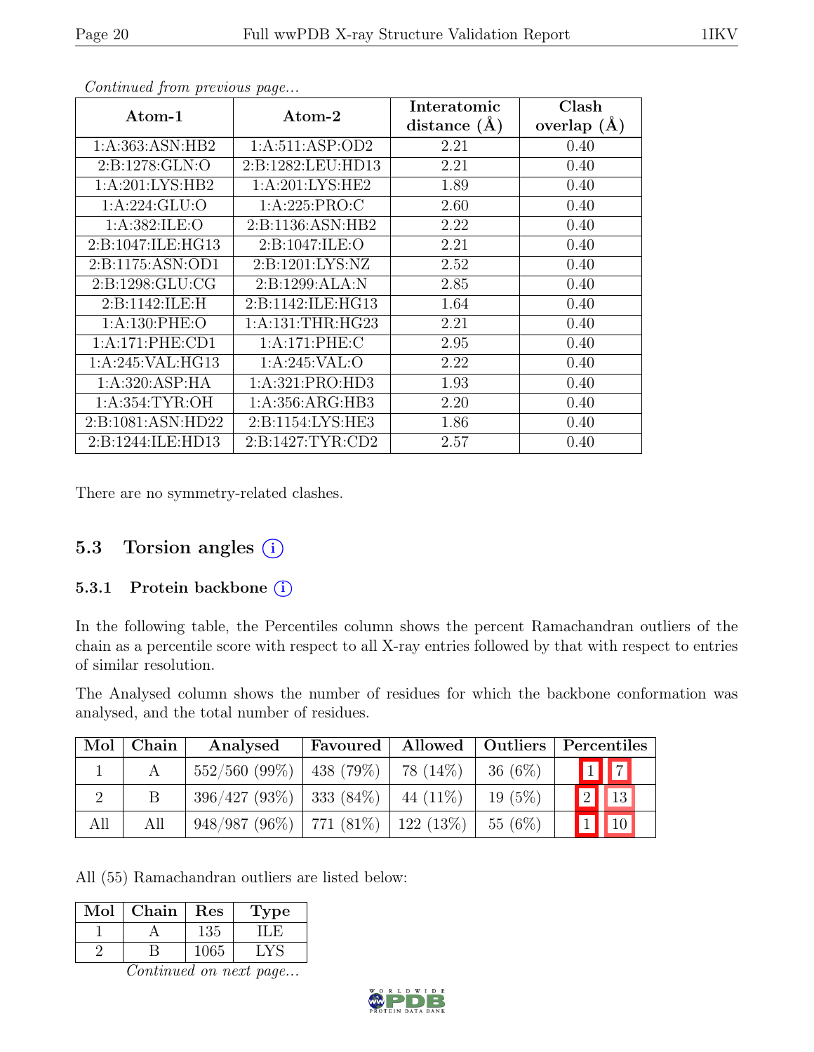*Continued from previous page...*

| Atom-1 | Atom-2 | Interatomic distance (Å) | Clash overlap (Å) |
|---|---|---|---|
| 1:A:363:ASN:HB2 | 1:A:511:ASP:OD2 | 2.21 | 0.40 |
| 2:B:1278:GLN:O | 2:B:1282:LEU:HD13 | 2.21 | 0.40 |
| 1:A:201:LYS:HB2 | 1:A:201:LYS:HE2 | 1.89 | 0.40 |
| 1:A:224:GLU:O | 1:A:225:PRO:C | 2.60 | 0.40 |
| 1:A:382:ILE:O | 2:B:1136:ASN:HB2 | 2.22 | 0.40 |
| 2:B:1047:ILE:HG13 | 2:B:1047:ILE:O | 2.21 | 0.40 |
| 2:B:1175:ASN:OD1 | 2:B:1201:LYS:NZ | 2.52 | 0.40 |
| 2:B:1298:GLU:CG | 2:B:1299:ALA:N | 2.85 | 0.40 |
| 2:B:1142:ILE:H | 2:B:1142:ILE:HG13 | 1.64 | 0.40 |
| 1:A:130:PHE:O | 1:A:131:THR:HG23 | 2.21 | 0.40 |
| 1:A:171:PHE:CD1 | 1:A:171:PHE:C | 2.95 | 0.40 |
| 1:A:245:VAL:HG13 | 1:A:245:VAL:O | 2.22 | 0.40 |
| 1:A:320:ASP:HA | 1:A:321:PRO:HD3 | 1.93 | 0.40 |
| 1:A:354:TYR:OH | 1:A:356:ARG:HB3 | 2.20 | 0.40 |
| 2:B:1081:ASN:HD22 | 2:B:1154:LYS:HE3 | 1.86 | 0.40 |
| 2:B:1244:ILE:HD13 | 2:B:1427:TYR:CD2 | 2.57 | 0.40 |

There are no symmetry-related clashes.

## 5.3 Torsion angles (i)

### 5.3.1 Protein backbone (i)

In the following table, the Percentiles column shows the percent Ramachandran outliers of the chain as a percentile score with respect to all X-ray entries followed by that with respect to entries of similar resolution.

The Analysed column shows the number of residues for which the backbone conformation was analysed, and the total number of residues.

| Mol | Chain | Analysed | Favoured | Allowed | Outliers | Percentiles | |
|---|---|---|---|---|---|---|---|
| 1 | A | 552/560 (99%) | 438 (79%) | 78 (14%) | 36 (6%) | 1 | 7 |
| 2 | B | 396/427 (93%) | 333 (84%) | 44 (11%) | 19 (5%) | 2 | 13 |
| All | All | 948/987 (96%) | 771 (81%) | 122 (13%) | 55 (6%) | 1 | 10 |

All (55) Ramachandran outliers are listed below:

| Mol | Chain | Res | Type |
|---|---|---|---|
| 1 | A | 135 | ILE |
| 2 | B | 1065 | LYS |

*Continued on next page...*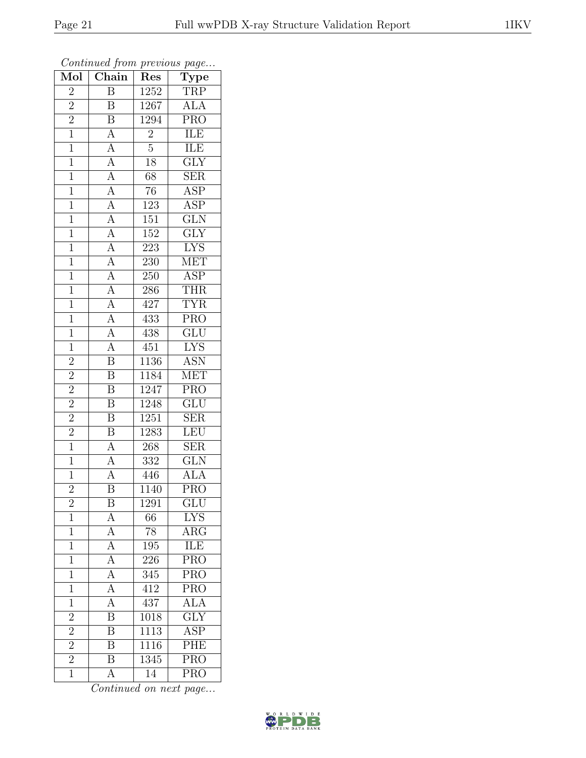*Continued from previous page...*

| Mol | Chain | Res | Type |
|---|---|---|---|
| 2 | B | 1252 | TRP |
| 2 | B | 1267 | ALA |
| 2 | B | 1294 | PRO |
| 1 | A | 2 | ILE |
| 1 | A | 5 | ILE |
| 1 | A | 18 | GLY |
| 1 | A | 68 | SER |
| 1 | A | 76 | ASP |
| 1 | A | 123 | ASP |
| 1 | A | 151 | GLN |
| 1 | A | 152 | GLY |
| 1 | A | 223 | LYS |
| 1 | A | 230 | MET |
| 1 | A | 250 | ASP |
| 1 | A | 286 | THR |
| 1 | A | 427 | TYR |
| 1 | A | 433 | PRO |
| 1 | A | 438 | GLU |
| 1 | A | 451 | LYS |
| 2 | B | 1136 | ASN |
| 2 | B | 1184 | MET |
| 2 | B | 1247 | PRO |
| 2 | B | 1248 | GLU |
| 2 | B | 1251 | SER |
| 2 | B | 1283 | LEU |
| 1 | A | 268 | SER |
| 1 | A | 332 | GLN |
| 1 | A | 446 | ALA |
| 2 | B | 1140 | PRO |
| 2 | B | 1291 | GLU |
| 1 | A | 66 | LYS |
| 1 | A | 78 | ARG |
| 1 | A | 195 | ILE |
| 1 | A | 226 | PRO |
| 1 | A | 345 | PRO |
| 1 | A | 412 | PRO |
| 1 | A | 437 | ALA |
| 2 | B | 1018 | GLY |
| 2 | B | 1113 | ASP |
| 2 | B | 1116 | PHE |
| 2 | B | 1345 | PRO |
| 1 | A | 14 | PRO |

*Continued on next page...*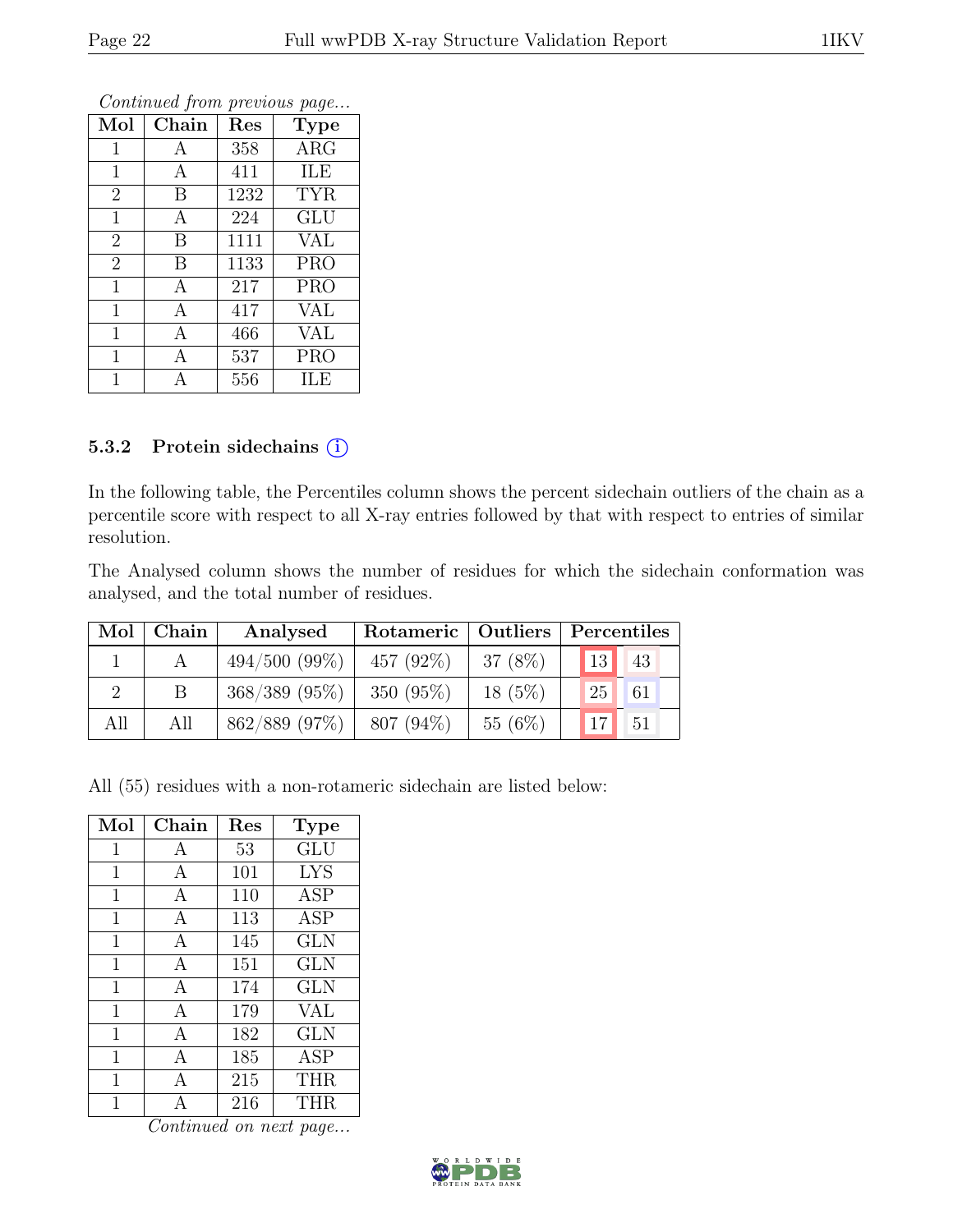*Continued from previous page...*

| Mol | Chain | Res | Type |
|---|---|---|---|
| 1 | A | 358 | ARG |
| 1 | A | 411 | ILE |
| 2 | B | 1232 | TYR |
| 1 | A | 224 | GLU |
| 2 | B | 1111 | VAL |
| 2 | B | 1133 | PRO |
| 1 | A | 217 | PRO |
| 1 | A | 417 | VAL |
| 1 | A | 466 | VAL |
| 1 | A | 537 | PRO |
| 1 | A | 556 | ILE |

### 5.3.2 Protein sidechains ⓘ

In the following table, the Percentiles column shows the percent sidechain outliers of the chain as a percentile score with respect to all X-ray entries followed by that with respect to entries of similar resolution.

The Analysed column shows the number of residues for which the sidechain conformation was analysed, and the total number of residues.

| Mol | Chain | Analysed | Rotameric | Outliers | Percentiles | |
|---|---|---|---|---|---|---|
| 1 | A | 494/500 (99%) | 457 (92%) | 37 (8%) | 13 | 43 |
| 2 | B | 368/389 (95%) | 350 (95%) | 18 (5%) | 25 | 61 |
| All | All | 862/889 (97%) | 807 (94%) | 55 (6%) | 17 | 51 |

All (55) residues with a non-rotameric sidechain are listed below:

| Mol | Chain | Res | Type |
|---|---|---|---|
| 1 | A | 53 | GLU |
| 1 | A | 101 | LYS |
| 1 | A | 110 | ASP |
| 1 | A | 113 | ASP |
| 1 | A | 145 | GLN |
| 1 | A | 151 | GLN |
| 1 | A | 174 | GLN |
| 1 | A | 179 | VAL |
| 1 | A | 182 | GLN |
| 1 | A | 185 | ASP |
| 1 | A | 215 | THR |
| 1 | A | 216 | THR |

*Continued on next page...*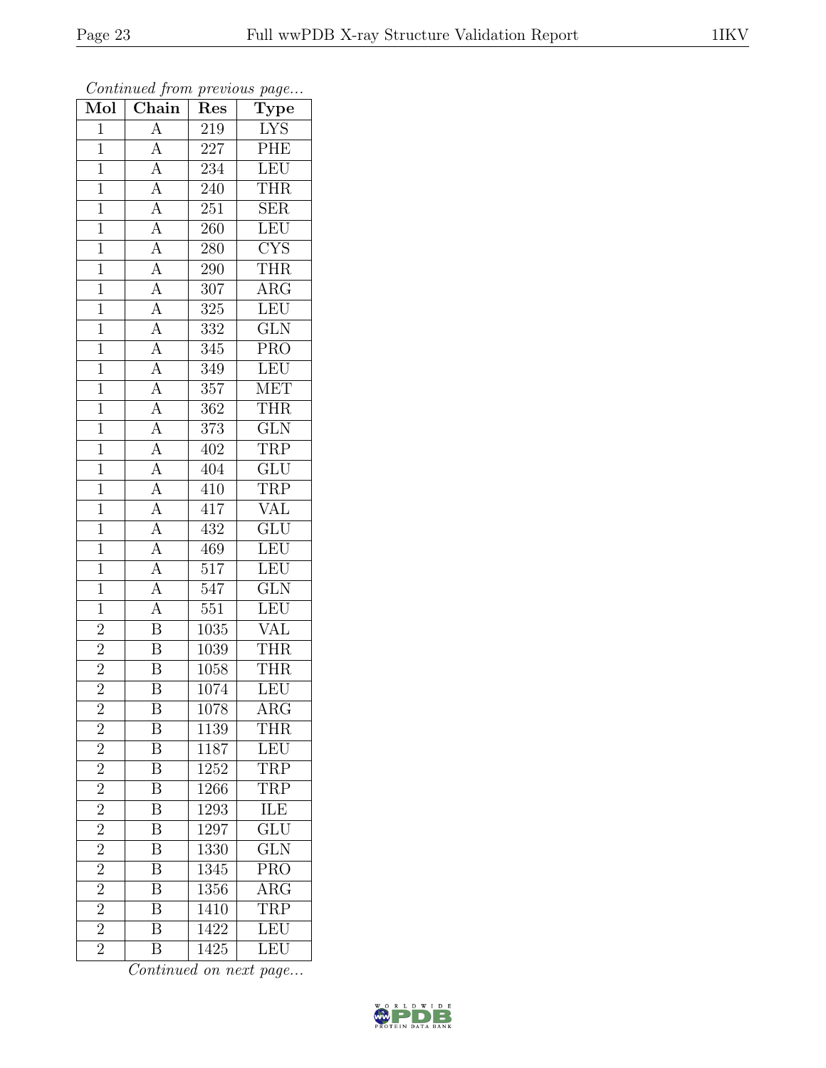*Continued from previous page...*

| Mol | Chain | Res | Type |
|---|---|---|---|
| 1 | A | 219 | LYS |
| 1 | A | 227 | PHE |
| 1 | A | 234 | LEU |
| 1 | A | 240 | THR |
| 1 | A | 251 | SER |
| 1 | A | 260 | LEU |
| 1 | A | 280 | CYS |
| 1 | A | 290 | THR |
| 1 | A | 307 | ARG |
| 1 | A | 325 | LEU |
| 1 | A | 332 | GLN |
| 1 | A | 345 | PRO |
| 1 | A | 349 | LEU |
| 1 | A | 357 | MET |
| 1 | A | 362 | THR |
| 1 | A | 373 | GLN |
| 1 | A | 402 | TRP |
| 1 | A | 404 | GLU |
| 1 | A | 410 | TRP |
| 1 | A | 417 | VAL |
| 1 | A | 432 | GLU |
| 1 | A | 469 | LEU |
| 1 | A | 517 | LEU |
| 1 | A | 547 | GLN |
| 1 | A | 551 | LEU |
| 2 | B | 1035 | VAL |
| 2 | B | 1039 | THR |
| 2 | B | 1058 | THR |
| 2 | B | 1074 | LEU |
| 2 | B | 1078 | ARG |
| 2 | B | 1139 | THR |
| 2 | B | 1187 | LEU |
| 2 | B | 1252 | TRP |
| 2 | B | 1266 | TRP |
| 2 | B | 1293 | ILE |
| 2 | B | 1297 | GLU |
| 2 | B | 1330 | GLN |
| 2 | B | 1345 | PRO |
| 2 | B | 1356 | ARG |
| 2 | B | 1410 | TRP |
| 2 | B | 1422 | LEU |
| 2 | B | 1425 | LEU |

*Continued on next page...*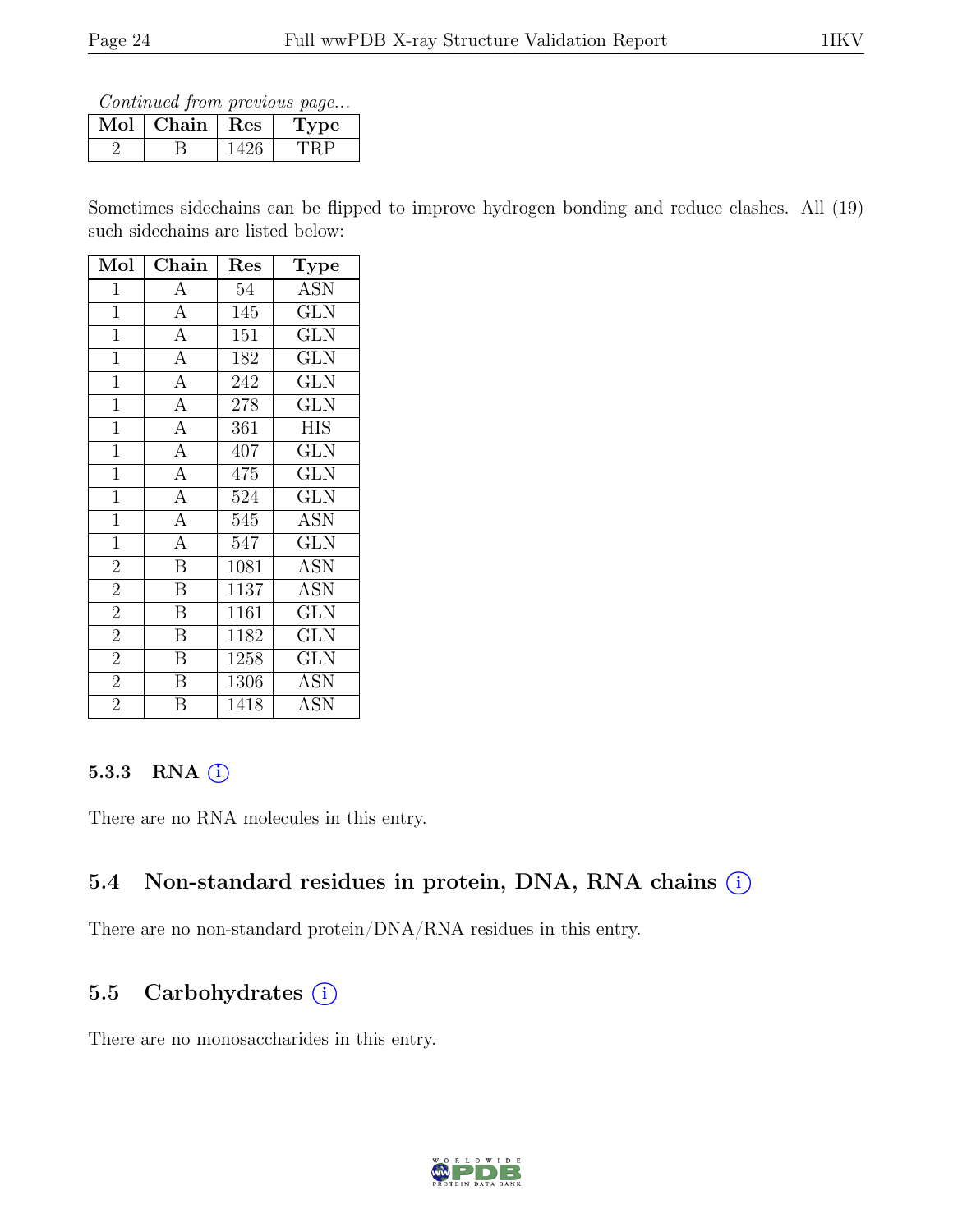*Continued from previous page...*

| Mol | Chain | Res | Type |
|---|---|---|---|
| 2 | B | 1426 | TRP |

Sometimes sidechains can be flipped to improve hydrogen bonding and reduce clashes. All (19) such sidechains are listed below:

| Mol | Chain | Res | Type |
|---|---|---|---|
| 1 | A | 54 | ASN |
| 1 | A | 145 | GLN |
| 1 | A | 151 | GLN |
| 1 | A | 182 | GLN |
| 1 | A | 242 | GLN |
| 1 | A | 278 | GLN |
| 1 | A | 361 | HIS |
| 1 | A | 407 | GLN |
| 1 | A | 475 | GLN |
| 1 | A | 524 | GLN |
| 1 | A | 545 | ASN |
| 1 | A | 547 | GLN |
| 2 | B | 1081 | ASN |
| 2 | B | 1137 | ASN |
| 2 | B | 1161 | GLN |
| 2 | B | 1182 | GLN |
| 2 | B | 1258 | GLN |
| 2 | B | 1306 | ASN |
| 2 | B | 1418 | ASN |

### 5.3.3 RNA

There are no RNA molecules in this entry.

## 5.4 Non-standard residues in protein, DNA, RNA chains

There are no non-standard protein/DNA/RNA residues in this entry.

## 5.5 Carbohydrates

There are no monosaccharides in this entry.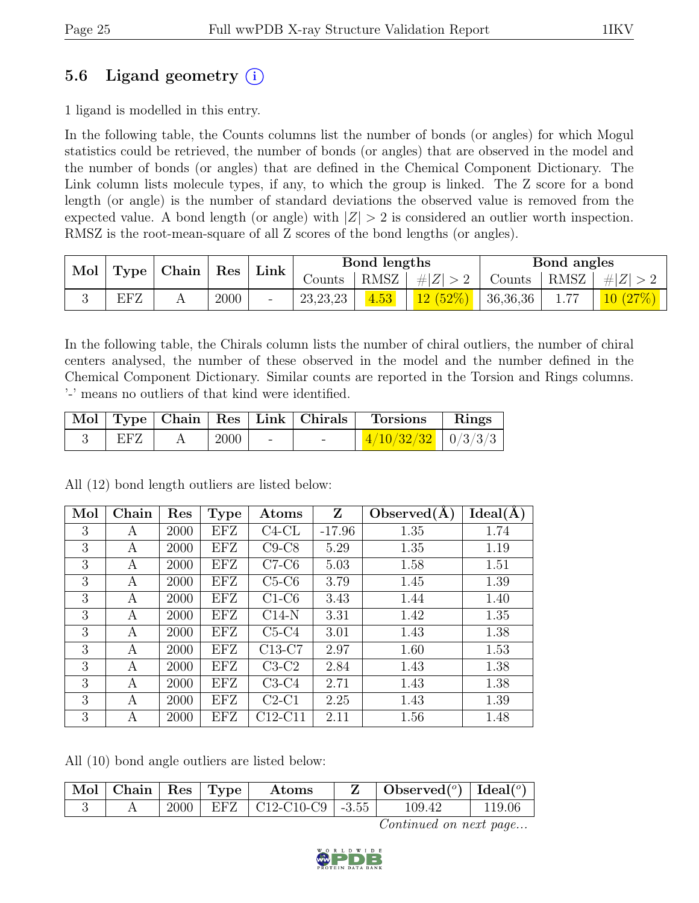## 5.6 Ligand geometry (i)

1 ligand is modelled in this entry.

In the following table, the Counts columns list the number of bonds (or angles) for which Mogul statistics could be retrieved, the number of bonds (or angles) that are observed in the model and the number of bonds (or angles) that are defined in the Chemical Component Dictionary. The Link column lists molecule types, if any, to which the group is linked. The Z score for a bond length (or angle) is the number of standard deviations the observed value is removed from the expected value. A bond length (or angle) with $|Z| > 2$ is considered an outlier worth inspection. RMSZ is the root-mean-square of all Z scores of the bond lengths (or angles).

| Mol | Type | Chain | Res | Link | Bond lengths | | | Bond angles | | |
|---|---|---|---|---|---|---|---|---|---|---|
| | | | | | Counts | RMSZ | #$\|Z\| > 2$ | Counts | RMSZ | #$\|Z\| > 2$ |
| 3 | EFZ | A | 2000 | - | 23,23,23 | 4.53 | 12 (52%) | 36,36,36 | 1.77 | 10 (27%) |

In the following table, the Chirals column lists the number of chiral outliers, the number of chiral centers analysed, the number of these observed in the model and the number defined in the Chemical Component Dictionary. Similar counts are reported in the Torsion and Rings columns. '-' means no outliers of that kind were identified.

| Mol | Type | Chain | Res | Link | Chirals | Torsions | Rings |
|---|---|---|---|---|---|---|---|
| 3 | EFZ | A | 2000 | - | - | 4/10/32/32 | 0/3/3/3 |

All (12) bond length outliers are listed below:

| Mol | Chain | Res | Type | Atoms | Z | Observed(Å) | Ideal(Å) |
|---|---|---|---|---|---|---|---|
| 3 | A | 2000 | EFZ | C4-CL | -17.96 | 1.35 | 1.74 |
| 3 | A | 2000 | EFZ | C9-C8 | 5.29 | 1.35 | 1.19 |
| 3 | A | 2000 | EFZ | C7-C6 | 5.03 | 1.58 | 1.51 |
| 3 | A | 2000 | EFZ | C5-C6 | 3.79 | 1.45 | 1.39 |
| 3 | A | 2000 | EFZ | C1-C6 | 3.43 | 1.44 | 1.40 |
| 3 | A | 2000 | EFZ | C14-N | 3.31 | 1.42 | 1.35 |
| 3 | A | 2000 | EFZ | C5-C4 | 3.01 | 1.43 | 1.38 |
| 3 | A | 2000 | EFZ | C13-C7 | 2.97 | 1.60 | 1.53 |
| 3 | A | 2000 | EFZ | C3-C2 | 2.84 | 1.43 | 1.38 |
| 3 | A | 2000 | EFZ | C3-C4 | 2.71 | 1.43 | 1.38 |
| 3 | A | 2000 | EFZ | C2-C1 | 2.25 | 1.43 | 1.39 |
| 3 | A | 2000 | EFZ | C12-C11 | 2.11 | 1.56 | 1.48 |

All (10) bond angle outliers are listed below:

| Mol | Chain | Res | Type | Atoms | Z | Observed($^o$) | Ideal($^o$) |
|---|---|---|---|---|---|---|---|
| 3 | A | 2000 | EFZ | C12-C10-C9 | -3.55 | 109.42 | 119.06 |

*Continued on next page...*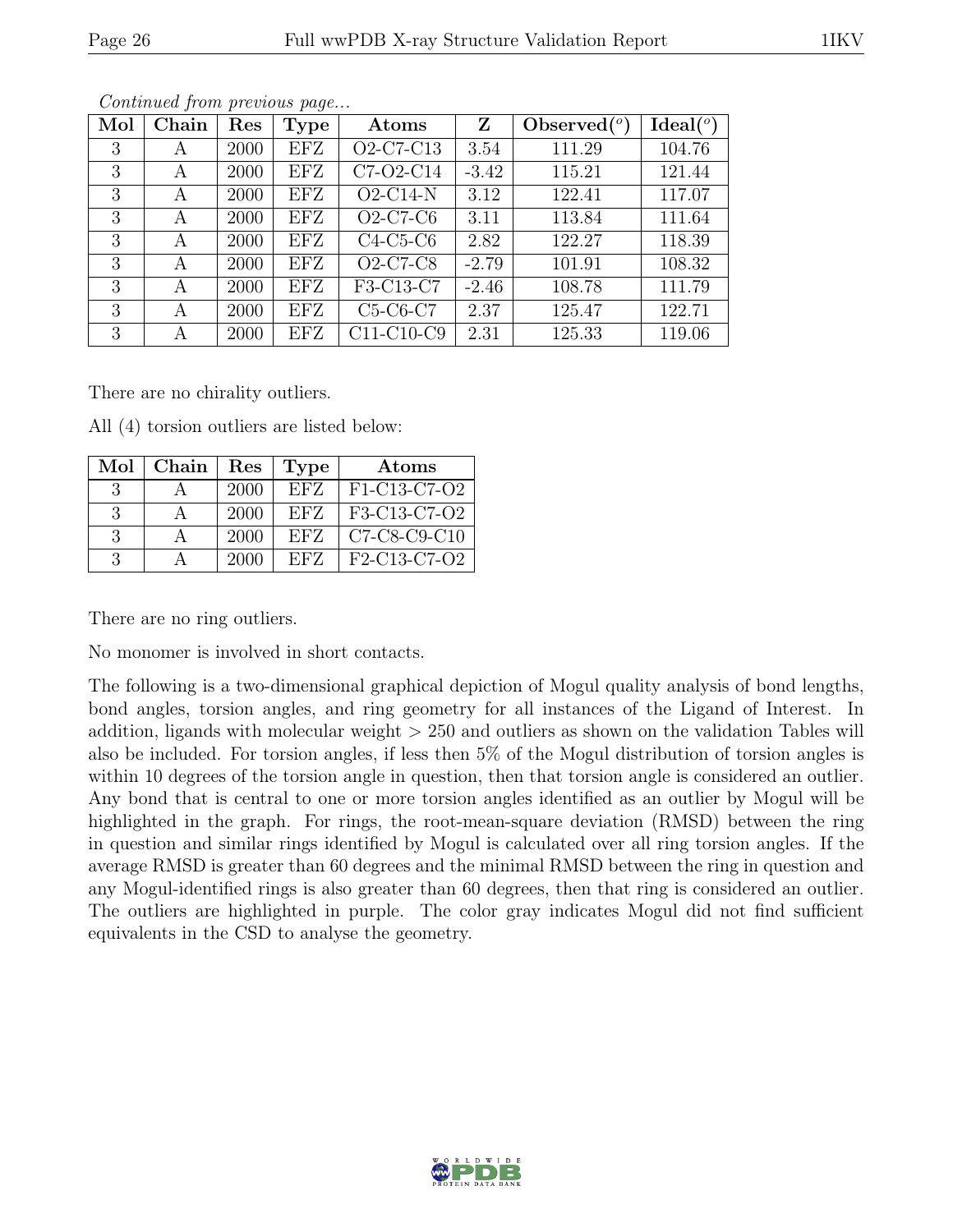*Continued from previous page...*

| Mol | Chain | Res | Type | Atoms | Z | Observed(°) | Ideal(°) |
|---|---|---|---|---|---|---|---|
| 3 | A | 2000 | EFZ | O2-C7-C13 | 3.54 | 111.29 | 104.76 |
| 3 | A | 2000 | EFZ | C7-O2-C14 | -3.42 | 115.21 | 121.44 |
| 3 | A | 2000 | EFZ | O2-C14-N | 3.12 | 122.41 | 117.07 |
| 3 | A | 2000 | EFZ | O2-C7-C6 | 3.11 | 113.84 | 111.64 |
| 3 | A | 2000 | EFZ | C4-C5-C6 | 2.82 | 122.27 | 118.39 |
| 3 | A | 2000 | EFZ | O2-C7-C8 | -2.79 | 101.91 | 108.32 |
| 3 | A | 2000 | EFZ | F3-C13-C7 | -2.46 | 108.78 | 111.79 |
| 3 | A | 2000 | EFZ | C5-C6-C7 | 2.37 | 125.47 | 122.71 |
| 3 | A | 2000 | EFZ | C11-C10-C9 | 2.31 | 125.33 | 119.06 |

There are no chirality outliers.

All (4) torsion outliers are listed below:

| Mol | Chain | Res | Type | Atoms |
|---|---|---|---|---|
| 3 | A | 2000 | EFZ | F1-C13-C7-O2 |
| 3 | A | 2000 | EFZ | F3-C13-C7-O2 |
| 3 | A | 2000 | EFZ | C7-C8-C9-C10 |
| 3 | A | 2000 | EFZ | F2-C13-C7-O2 |

There are no ring outliers.

No monomer is involved in short contacts.

The following is a two-dimensional graphical depiction of Mogul quality analysis of bond lengths, bond angles, torsion angles, and ring geometry for all instances of the Ligand of Interest. In addition, ligands with molecular weight > 250 and outliers as shown on the validation Tables will also be included. For torsion angles, if less then 5% of the Mogul distribution of torsion angles is within 10 degrees of the torsion angle in question, then that torsion angle is considered an outlier. Any bond that is central to one or more torsion angles identified as an outlier by Mogul will be highlighted in the graph. For rings, the root-mean-square deviation (RMSD) between the ring in question and similar rings identified by Mogul is calculated over all ring torsion angles. If the average RMSD is greater than 60 degrees and the minimal RMSD between the ring in question and any Mogul-identified rings is also greater than 60 degrees, then that ring is considered an outlier. The outliers are highlighted in purple. The color gray indicates Mogul did not find sufficient equivalents in the CSD to analyse the geometry.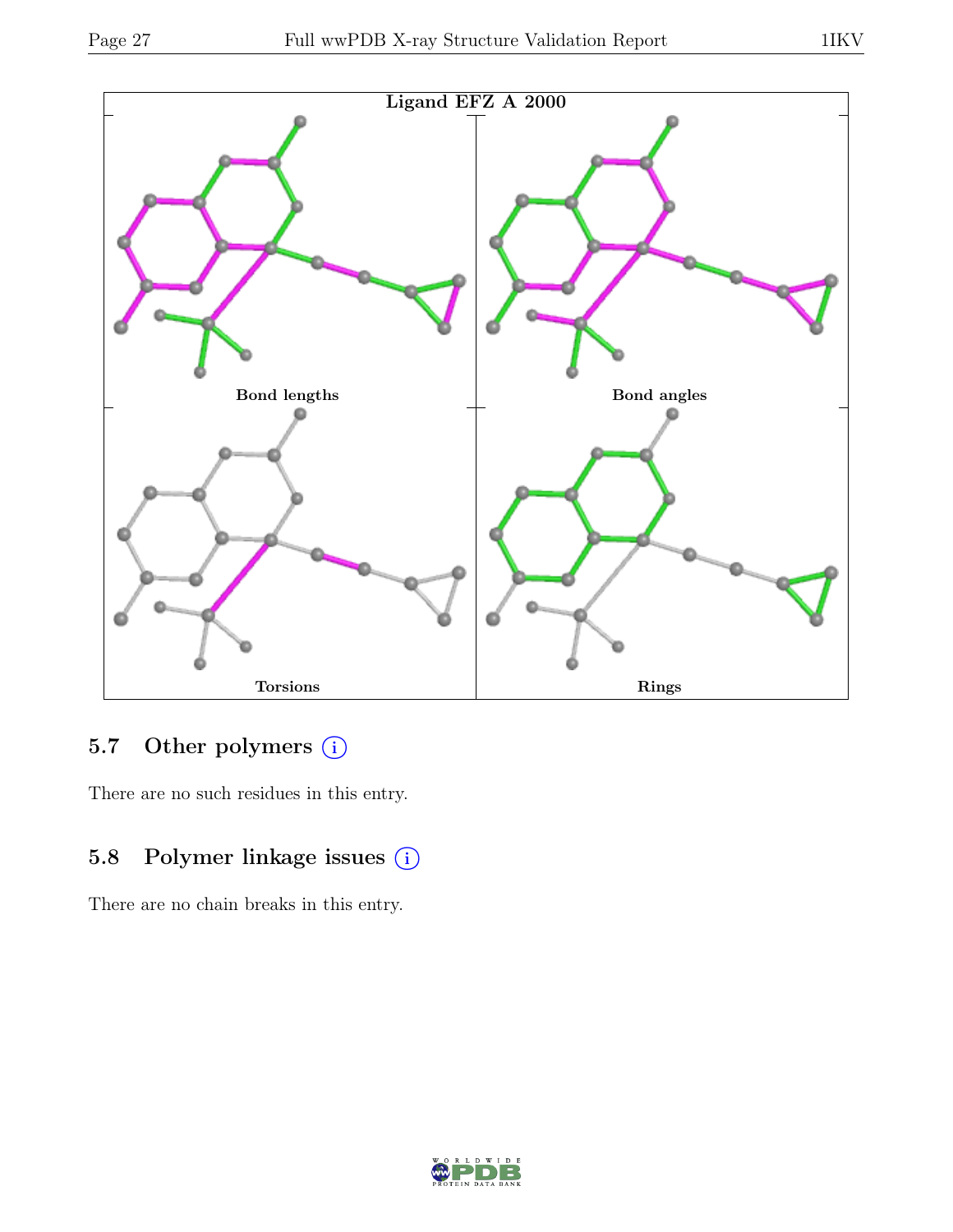Ligand EFZ A 2000

Bond lengths

Bond angles

Torsions

Rings

## 5.7 Other polymers

There are no such residues in this entry.

## 5.8 Polymer linkage issues

There are no chain breaks in this entry.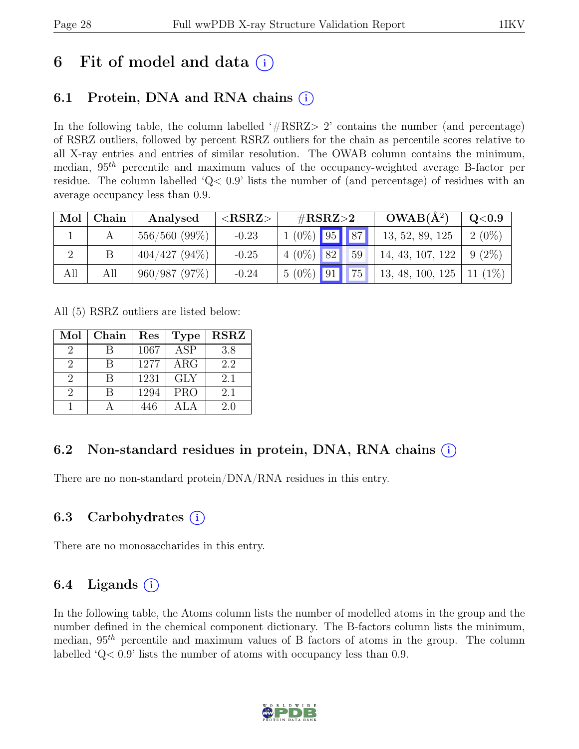# 6 Fit of model and data (i)

## 6.1 Protein, DNA and RNA chains (i)

In the following table, the column labelled '#RSRZ> 2' contains the number (and percentage) of RSRZ outliers, followed by percent RSRZ outliers for the chain as percentile scores relative to all X-ray entries and entries of similar resolution. The OWAB column contains the minimum, median, $95^{th}$ percentile and maximum values of the occupancy-weighted average B-factor per residue. The column labelled 'Q< 0.9' lists the number of (and percentage) of residues with an average occupancy less than 0.9.

| Mol | Chain | Analysed | <RSRZ> | #RSRZ>2 | | | OWAB(Å$^2$) | Q<0.9 |
|---|---|---|---|---|---|---|---|---|
| 1 | A | 556/560 (99%) | -0.23 | 1 (0%) | 95 | 87 | 13, 52, 89, 125 | 2 (0%) |
| 2 | B | 404/427 (94%) | -0.25 | 4 (0%) | 82 | 59 | 14, 43, 107, 122 | 9 (2%) |
| All | All | 960/987 (97%) | -0.24 | 5 (0%) | 91 | 75 | 13, 48, 100, 125 | 11 (1%) |

All (5) RSRZ outliers are listed below:

| Mol | Chain | Res | Type | RSRZ |
|---|---|---|---|---|
| 2 | B | 1067 | ASP | 3.8 |
| 2 | B | 1277 | ARG | 2.2 |
| 2 | B | 1231 | GLY | 2.1 |
| 2 | B | 1294 | PRO | 2.1 |
| 1 | A | 446 | ALA | 2.0 |

## 6.2 Non-standard residues in protein, DNA, RNA chains (i)

There are no non-standard protein/DNA/RNA residues in this entry.

## 6.3 Carbohydrates (i)

There are no monosaccharides in this entry.

## 6.4 Ligands (i)

In the following table, the Atoms column lists the number of modelled atoms in the group and the number defined in the chemical component dictionary. The B-factors column lists the minimum, median, $95^{th}$ percentile and maximum values of B factors of atoms in the group. The column labelled 'Q< 0.9' lists the number of atoms with occupancy less than 0.9.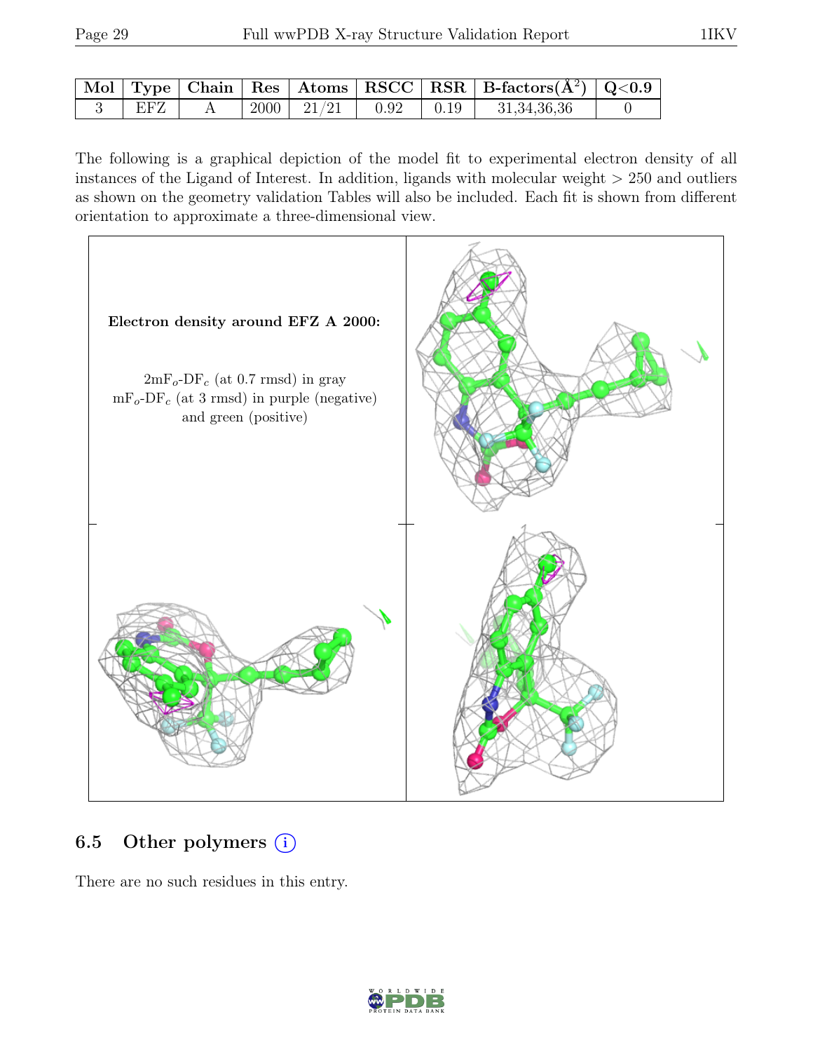| Mol | Type | Chain | Res | Atoms | RSCC | RSR | B-factors($Å^2$) | Q<0.9 |
|---|---|---|---|---|---|---|---|---|
| 3 | EFZ | A | 2000 | 21/21 | 0.92 | 0.19 | 31,34,36,36 | 0 |

The following is a graphical depiction of the model fit to experimental electron density of all instances of the Ligand of Interest. In addition, ligands with molecular weight > 250 and outliers as shown on the geometry validation Tables will also be included. Each fit is shown from different orientation to approximate a three-dimensional view.

**Electron density around EFZ A 2000:**

$2mF_o$-$DF_c$ (at 0.7 rmsd) in gray
$mF_o$-$DF_c$ (at 3 rmsd) in purple (negative) and green (positive)

## 6.5 Other polymers

There are no such residues in this entry.